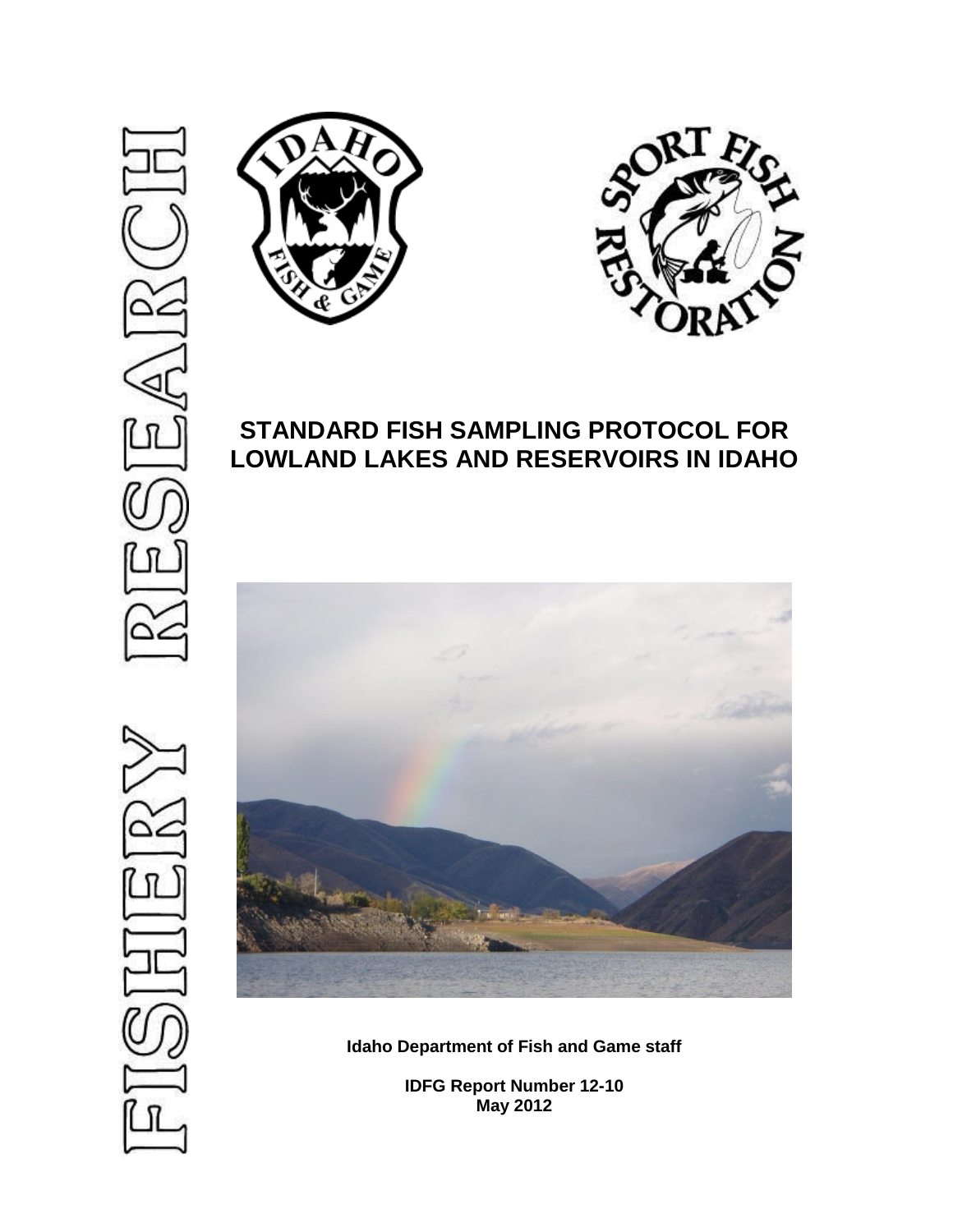FISHERY RESEARCH

# STANDARD FISH SAMPLING PROTOCOL FOR LOWLAND LAKES AND RESERVOIRS IN IDAHO

**Idaho Department of Fish and Game staff**

**IDFG Report Number 12-10**
**May 2012**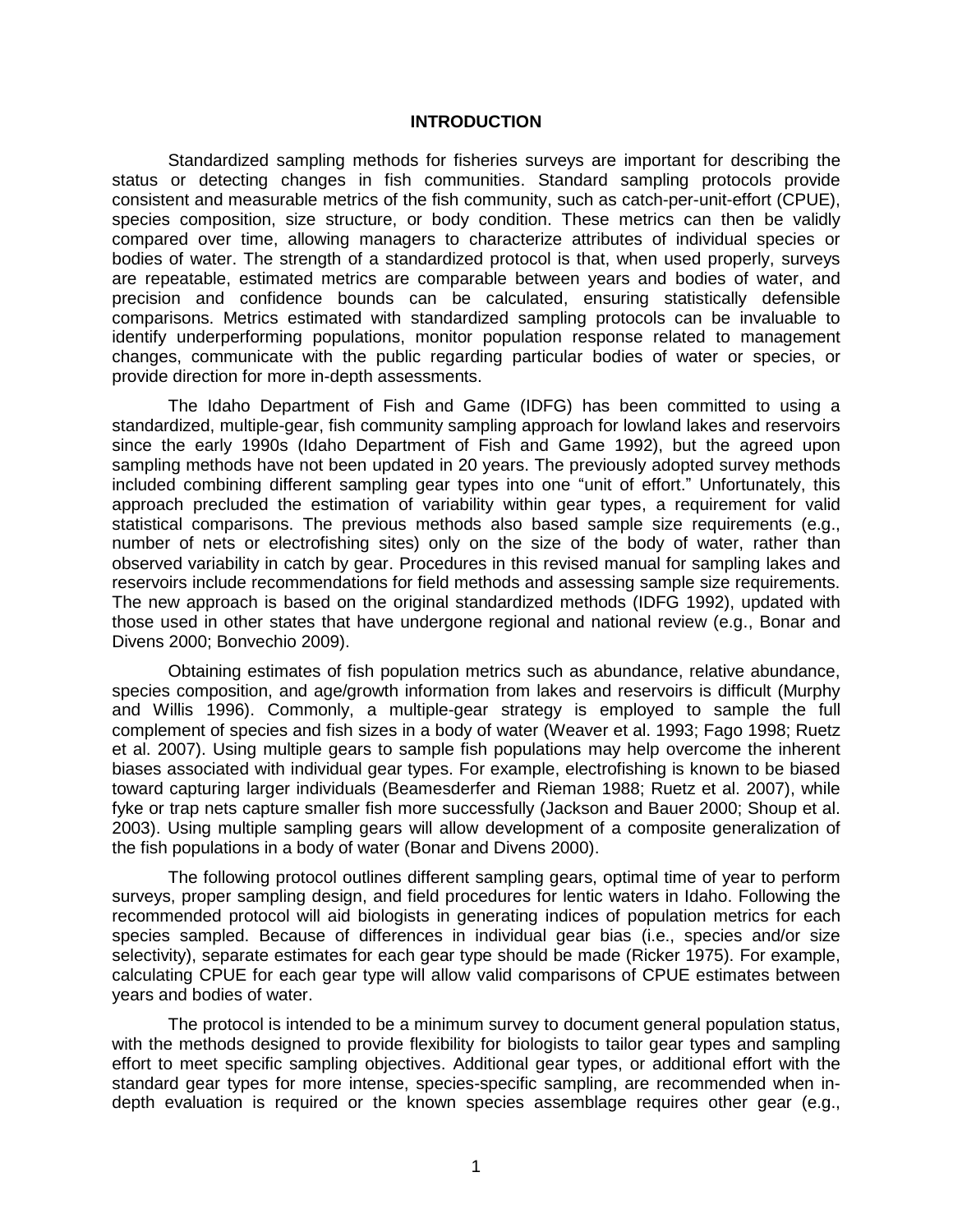## INTRODUCTION

Standardized sampling methods for fisheries surveys are important for describing the status or detecting changes in fish communities. Standard sampling protocols provide consistent and measurable metrics of the fish community, such as catch-per-unit-effort (CPUE), species composition, size structure, or body condition. These metrics can then be validly compared over time, allowing managers to characterize attributes of individual species or bodies of water. The strength of a standardized protocol is that, when used properly, surveys are repeatable, estimated metrics are comparable between years and bodies of water, and precision and confidence bounds can be calculated, ensuring statistically defensible comparisons. Metrics estimated with standardized sampling protocols can be invaluable to identify underperforming populations, monitor population response related to management changes, communicate with the public regarding particular bodies of water or species, or provide direction for more in-depth assessments.

The Idaho Department of Fish and Game (IDFG) has been committed to using a standardized, multiple-gear, fish community sampling approach for lowland lakes and reservoirs since the early 1990s (Idaho Department of Fish and Game 1992), but the agreed upon sampling methods have not been updated in 20 years. The previously adopted survey methods included combining different sampling gear types into one "unit of effort." Unfortunately, this approach precluded the estimation of variability within gear types, a requirement for valid statistical comparisons. The previous methods also based sample size requirements (e.g., number of nets or electrofishing sites) only on the size of the body of water, rather than observed variability in catch by gear. Procedures in this revised manual for sampling lakes and reservoirs include recommendations for field methods and assessing sample size requirements. The new approach is based on the original standardized methods (IDFG 1992), updated with those used in other states that have undergone regional and national review (e.g., Bonar and Divens 2000; Bonvechio 2009).

Obtaining estimates of fish population metrics such as abundance, relative abundance, species composition, and age/growth information from lakes and reservoirs is difficult (Murphy and Willis 1996). Commonly, a multiple-gear strategy is employed to sample the full complement of species and fish sizes in a body of water (Weaver et al. 1993; Fago 1998; Ruetz et al. 2007). Using multiple gears to sample fish populations may help overcome the inherent biases associated with individual gear types. For example, electrofishing is known to be biased toward capturing larger individuals (Beamesderfer and Rieman 1988; Ruetz et al. 2007), while fyke or trap nets capture smaller fish more successfully (Jackson and Bauer 2000; Shoup et al. 2003). Using multiple sampling gears will allow development of a composite generalization of the fish populations in a body of water (Bonar and Divens 2000).

The following protocol outlines different sampling gears, optimal time of year to perform surveys, proper sampling design, and field procedures for lentic waters in Idaho. Following the recommended protocol will aid biologists in generating indices of population metrics for each species sampled. Because of differences in individual gear bias (i.e., species and/or size selectivity), separate estimates for each gear type should be made (Ricker 1975). For example, calculating CPUE for each gear type will allow valid comparisons of CPUE estimates between years and bodies of water.

The protocol is intended to be a minimum survey to document general population status, with the methods designed to provide flexibility for biologists to tailor gear types and sampling effort to meet specific sampling objectives. Additional gear types, or additional effort with the standard gear types for more intense, species-specific sampling, are recommended when in-depth evaluation is required or the known species assemblage requires other gear (e.g.,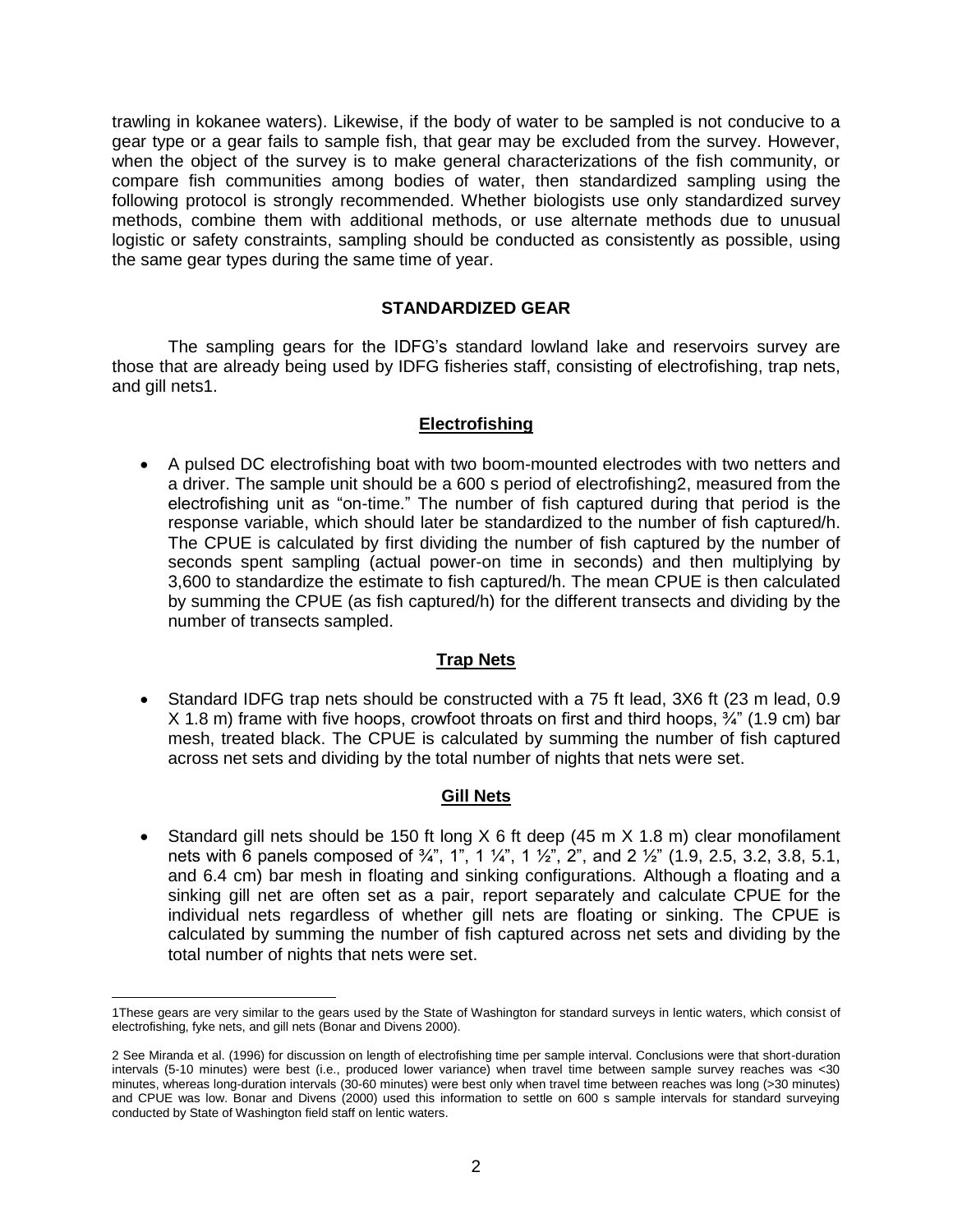trawling in kokanee waters). Likewise, if the body of water to be sampled is not conducive to a gear type or a gear fails to sample fish, that gear may be excluded from the survey. However, when the object of the survey is to make general characterizations of the fish community, or compare fish communities among bodies of water, then standardized sampling using the following protocol is strongly recommended. Whether biologists use only standardized survey methods, combine them with additional methods, or use alternate methods due to unusual logistic or safety constraints, sampling should be conducted as consistently as possible, using the same gear types during the same time of year.

## STANDARDIZED GEAR

The sampling gears for the IDFG's standard lowland lake and reservoirs survey are those that are already being used by IDFG fisheries staff, consisting of electrofishing, trap nets, and gill nets[1].

### Electrofishing

- A pulsed DC electrofishing boat with two boom-mounted electrodes with two netters and a driver. The sample unit should be a 600 s period of electrofishing[2], measured from the electrofishing unit as "on-time." The number of fish captured during that period is the response variable, which should later be standardized to the number of fish captured/h. The CPUE is calculated by first dividing the number of fish captured by the number of seconds spent sampling (actual power-on time in seconds) and then multiplying by 3,600 to standardize the estimate to fish captured/h. The mean CPUE is then calculated by summing the CPUE (as fish captured/h) for the different transects and dividing by the number of transects sampled.

### Trap Nets

- Standard IDFG trap nets should be constructed with a 75 ft lead, 3X6 ft (23 m lead, 0.9 X 1.8 m) frame with five hoops, crowfoot throats on first and third hoops, ¾" (1.9 cm) bar mesh, treated black. The CPUE is calculated by summing the number of fish captured across net sets and dividing by the total number of nights that nets were set.

### Gill Nets

- Standard gill nets should be 150 ft long X 6 ft deep (45 m X 1.8 m) clear monofilament nets with 6 panels composed of ¾", 1", 1 ¼", 1 ½", 2", and 2 ½" (1.9, 2.5, 3.2, 3.8, 5.1, and 6.4 cm) bar mesh in floating and sinking configurations. Although a floating and a sinking gill net are often set as a pair, report separately and calculate CPUE for the individual nets regardless of whether gill nets are floating or sinking. The CPUE is calculated by summing the number of fish captured across net sets and dividing by the total number of nights that nets were set.

---

[1] These gears are very similar to the gears used by the State of Washington for standard surveys in lentic waters, which consist of electrofishing, fyke nets, and gill nets (Bonar and Divens 2000).

[2] See Miranda et al. (1996) for discussion on length of electrofishing time per sample interval. Conclusions were that short-duration intervals (5-10 minutes) were best (i.e., produced lower variance) when travel time between sample survey reaches was <30 minutes, whereas long-duration intervals (30-60 minutes) were best only when travel time between reaches was long (>30 minutes) and CPUE was low. Bonar and Divens (2000) used this information to settle on 600 s sample intervals for standard surveying conducted by State of Washington field staff on lentic waters.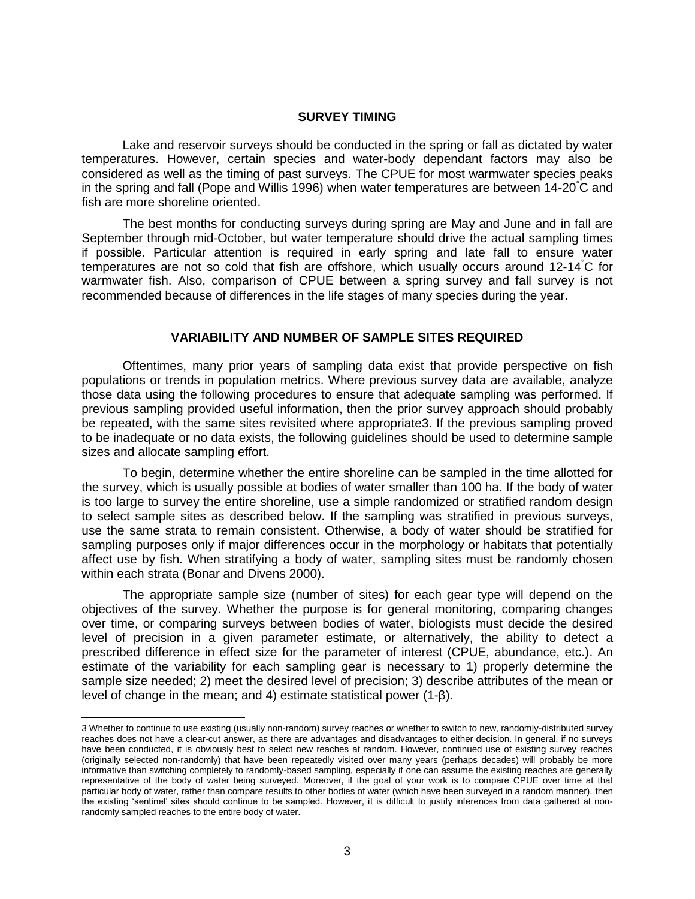## SURVEY TIMING

Lake and reservoir surveys should be conducted in the spring or fall as dictated by water temperatures. However, certain species and water-body dependant factors may also be considered as well as the timing of past surveys. The CPUE for most warmwater species peaks in the spring and fall (Pope and Willis 1996) when water temperatures are between 14-20°C and fish are more shoreline oriented.

The best months for conducting surveys during spring are May and June and in fall are September through mid-October, but water temperature should drive the actual sampling times if possible. Particular attention is required in early spring and late fall to ensure water temperatures are not so cold that fish are offshore, which usually occurs around 12-14°C for warmwater fish. Also, comparison of CPUE between a spring survey and fall survey is not recommended because of differences in the life stages of many species during the year.

## VARIABILITY AND NUMBER OF SAMPLE SITES REQUIRED

Oftentimes, many prior years of sampling data exist that provide perspective on fish populations or trends in population metrics. Where previous survey data are available, analyze those data using the following procedures to ensure that adequate sampling was performed. If previous sampling provided useful information, then the prior survey approach should probably be repeated, with the same sites revisited where appropriate[3]. If the previous sampling proved to be inadequate or no data exists, the following guidelines should be used to determine sample sizes and allocate sampling effort.

To begin, determine whether the entire shoreline can be sampled in the time allotted for the survey, which is usually possible at bodies of water smaller than 100 ha. If the body of water is too large to survey the entire shoreline, use a simple randomized or stratified random design to select sample sites as described below. If the sampling was stratified in previous surveys, use the same strata to remain consistent. Otherwise, a body of water should be stratified for sampling purposes only if major differences occur in the morphology or habitats that potentially affect use by fish. When stratifying a body of water, sampling sites must be randomly chosen within each strata (Bonar and Divens 2000).

The appropriate sample size (number of sites) for each gear type will depend on the objectives of the survey. Whether the purpose is for general monitoring, comparing changes over time, or comparing surveys between bodies of water, biologists must decide the desired level of precision in a given parameter estimate, or alternatively, the ability to detect a prescribed difference in effect size for the parameter of interest (CPUE, abundance, etc.). An estimate of the variability for each sampling gear is necessary to 1) properly determine the sample size needed; 2) meet the desired level of precision; 3) describe attributes of the mean or level of change in the mean; and 4) estimate statistical power ($1-\beta$).

---

3 Whether to continue to use existing (usually non-random) survey reaches or whether to switch to new, randomly-distributed survey reaches does not have a clear-cut answer, as there are advantages and disadvantages to either decision. In general, if no surveys have been conducted, it is obviously best to select new reaches at random. However, continued use of existing survey reaches (originally selected non-randomly) that have been repeatedly visited over many years (perhaps decades) will probably be more informative than switching completely to randomly-based sampling, especially if one can assume the existing reaches are generally representative of the body of water being surveyed. Moreover, if the goal of your work is to compare CPUE over time at that particular body of water, rather than compare results to other bodies of water (which have been surveyed in a random manner), then the existing 'sentinel' sites should continue to be sampled. However, it is difficult to justify inferences from data gathered at non-randomly sampled reaches to the entire body of water.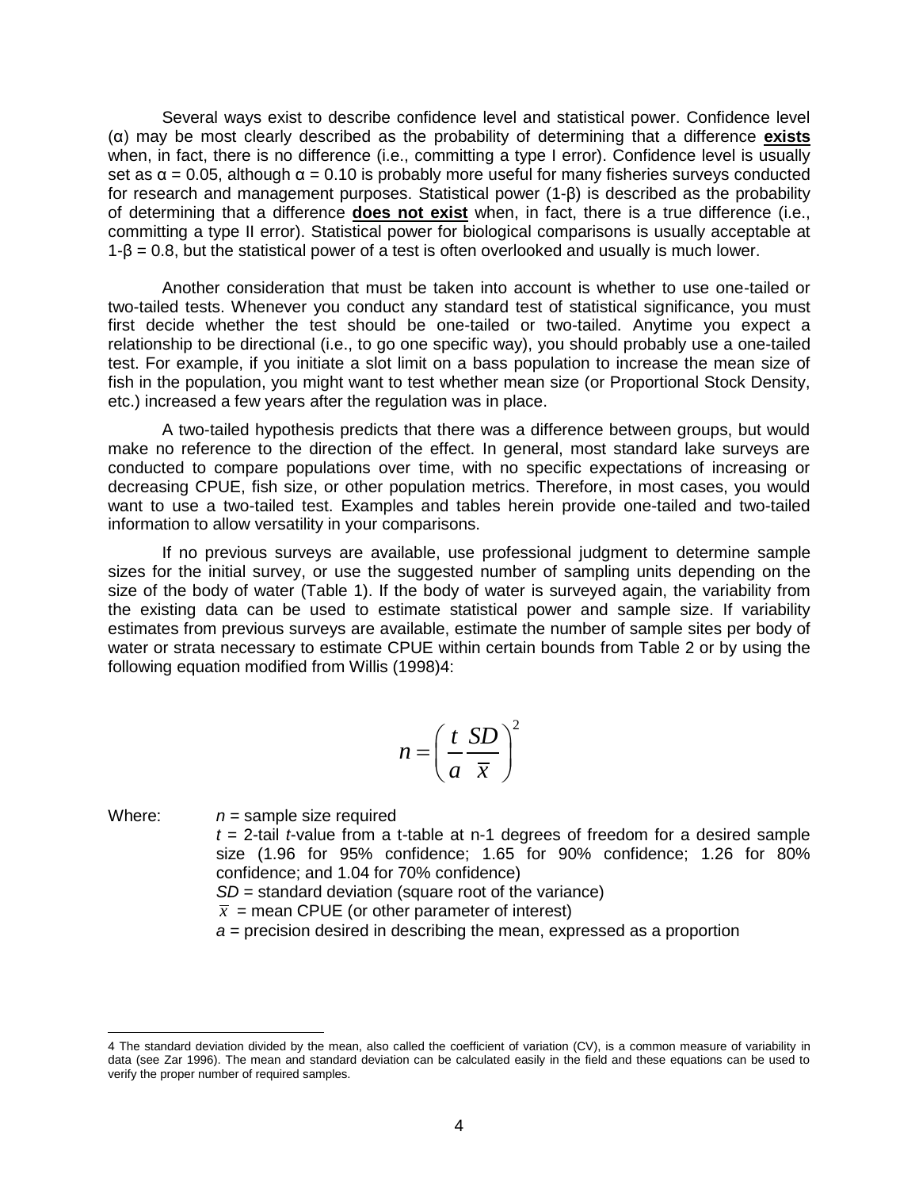Several ways exist to describe confidence level and statistical power. Confidence level (α) may be most clearly described as the probability of determining that a difference **exists** when, in fact, there is no difference (i.e., committing a type I error). Confidence level is usually set as α = 0.05, although α = 0.10 is probably more useful for many fisheries surveys conducted for research and management purposes. Statistical power (1-β) is described as the probability of determining that a difference **does not exist** when, in fact, there is a true difference (i.e., committing a type II error). Statistical power for biological comparisons is usually acceptable at 1-β = 0.8, but the statistical power of a test is often overlooked and usually is much lower.

Another consideration that must be taken into account is whether to use one-tailed or two-tailed tests. Whenever you conduct any standard test of statistical significance, you must first decide whether the test should be one-tailed or two-tailed. Anytime you expect a relationship to be directional (i.e., to go one specific way), you should probably use a one-tailed test. For example, if you initiate a slot limit on a bass population to increase the mean size of fish in the population, you might want to test whether mean size (or Proportional Stock Density, etc.) increased a few years after the regulation was in place.

A two-tailed hypothesis predicts that there was a difference between groups, but would make no reference to the direction of the effect. In general, most standard lake surveys are conducted to compare populations over time, with no specific expectations of increasing or decreasing CPUE, fish size, or other population metrics. Therefore, in most cases, you would want to use a two-tailed test. Examples and tables herein provide one-tailed and two-tailed information to allow versatility in your comparisons.

If no previous surveys are available, use professional judgment to determine sample sizes for the initial survey, or use the suggested number of sampling units depending on the size of the body of water (Table 1). If the body of water is surveyed again, the variability from the existing data can be used to estimate statistical power and sample size. If variability estimates from previous surveys are available, estimate the number of sample sites per body of water or strata necessary to estimate CPUE within certain bounds from Table 2 or by using the following equation modified from Willis (1998)[4]:

$$n = \left( \frac{t}{a} \frac{SD}{\overline{x}} \right)^2$$

Where: $n$ = sample size required

$t$ = 2-tail $t$-value from a t-table at n-1 degrees of freedom for a desired sample size (1.96 for 95% confidence; 1.65 for 90% confidence; 1.26 for 80% confidence; and 1.04 for 70% confidence)

$SD$ = standard deviation (square root of the variance)

$\overline{x}$ = mean CPUE (or other parameter of interest)

$a$ = precision desired in describing the mean, expressed as a proportion

---

4 The standard deviation divided by the mean, also called the coefficient of variation (CV), is a common measure of variability in data (see Zar 1996). The mean and standard deviation can be calculated easily in the field and these equations can be used to verify the proper number of required samples.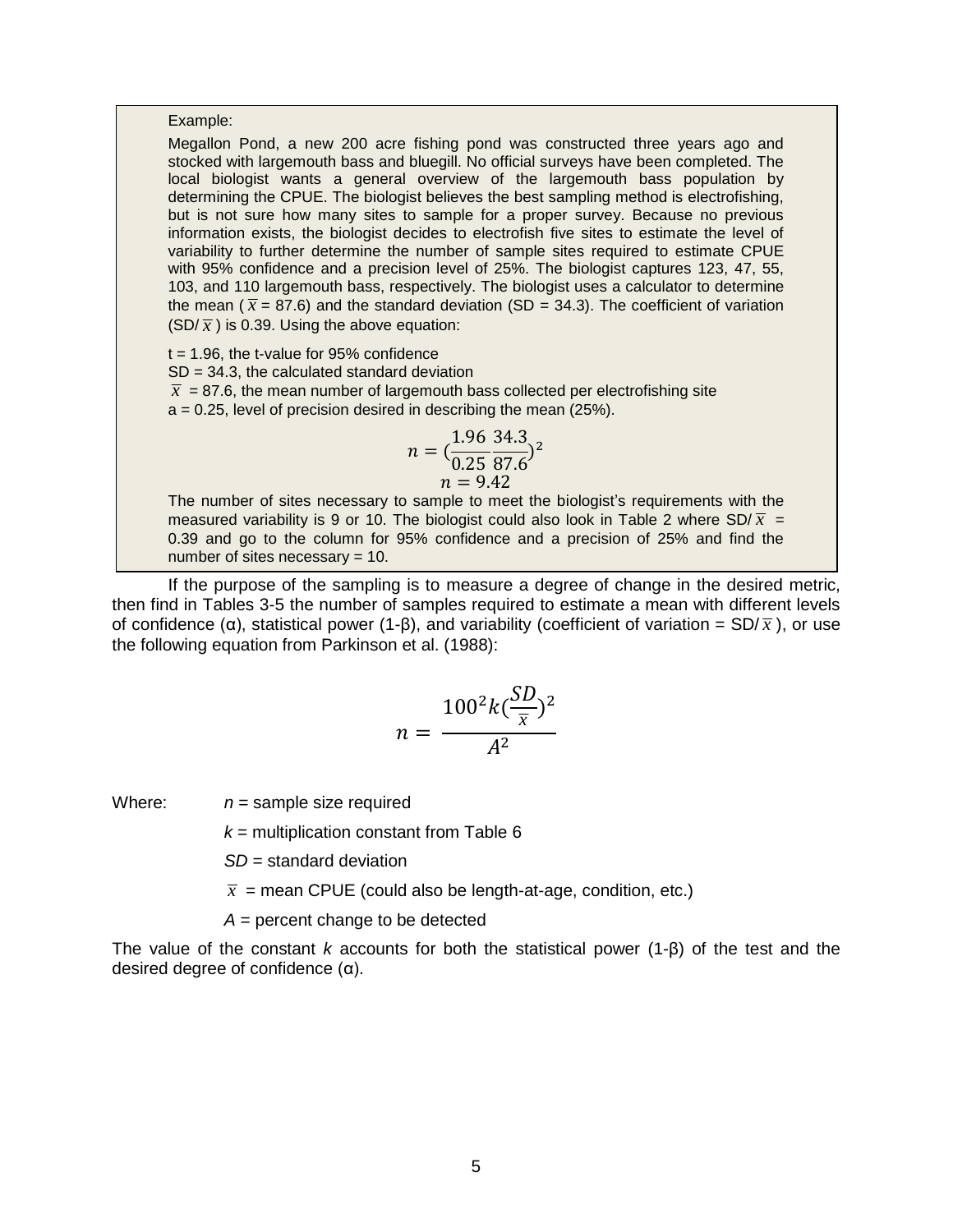Example:

Megallon Pond, a new 200 acre fishing pond was constructed three years ago and stocked with largemouth bass and bluegill. No official surveys have been completed. The local biologist wants a general overview of the largemouth bass population by determining the CPUE. The biologist believes the best sampling method is electrofishing, but is not sure how many sites to sample for a proper survey. Because no previous information exists, the biologist decides to electrofish five sites to estimate the level of variability to further determine the number of sample sites required to estimate CPUE with 95% confidence and a precision level of 25%. The biologist captures 123, 47, 55, 103, and 110 largemouth bass, respectively. The biologist uses a calculator to determine the mean ($\overline{x}$ = 87.6) and the standard deviation (SD = 34.3). The coefficient of variation (SD/$\overline{x}$) is 0.39. Using the above equation:

t = 1.96, the t-value for 95% confidence
SD = 34.3, the calculated standard deviation
$\overline{x}$ = 87.6, the mean number of largemouth bass collected per electrofishing site
a = 0.25, level of precision desired in describing the mean (25%).

$$n = (\frac{1.96}{0.25}\frac{34.3}{87.6})^2$$
$$n = 9.42$$

The number of sites necessary to sample to meet the biologist's requirements with the measured variability is 9 or 10. The biologist could also look in Table 2 where SD/$\overline{x}$ = 0.39 and go to the column for 95% confidence and a precision of 25% and find the number of sites necessary = 10.

If the purpose of the sampling is to measure a degree of change in the desired metric, then find in Tables 3-5 the number of samples required to estimate a mean with different levels of confidence (α), statistical power (1-β), and variability (coefficient of variation = SD/$\overline{x}$), or use the following equation from Parkinson et al. (1988):

$$n = \frac{100^2 k (\frac{SD}{\overline{x}})^2}{A^2}$$

Where:
- *n* = sample size required
- *k* = multiplication constant from Table 6
- *SD* = standard deviation
- $\overline{x}$ = mean CPUE (could also be length-at-age, condition, etc.)
- *A* = percent change to be detected

The value of the constant *k* accounts for both the statistical power (1-β) of the test and the desired degree of confidence (α).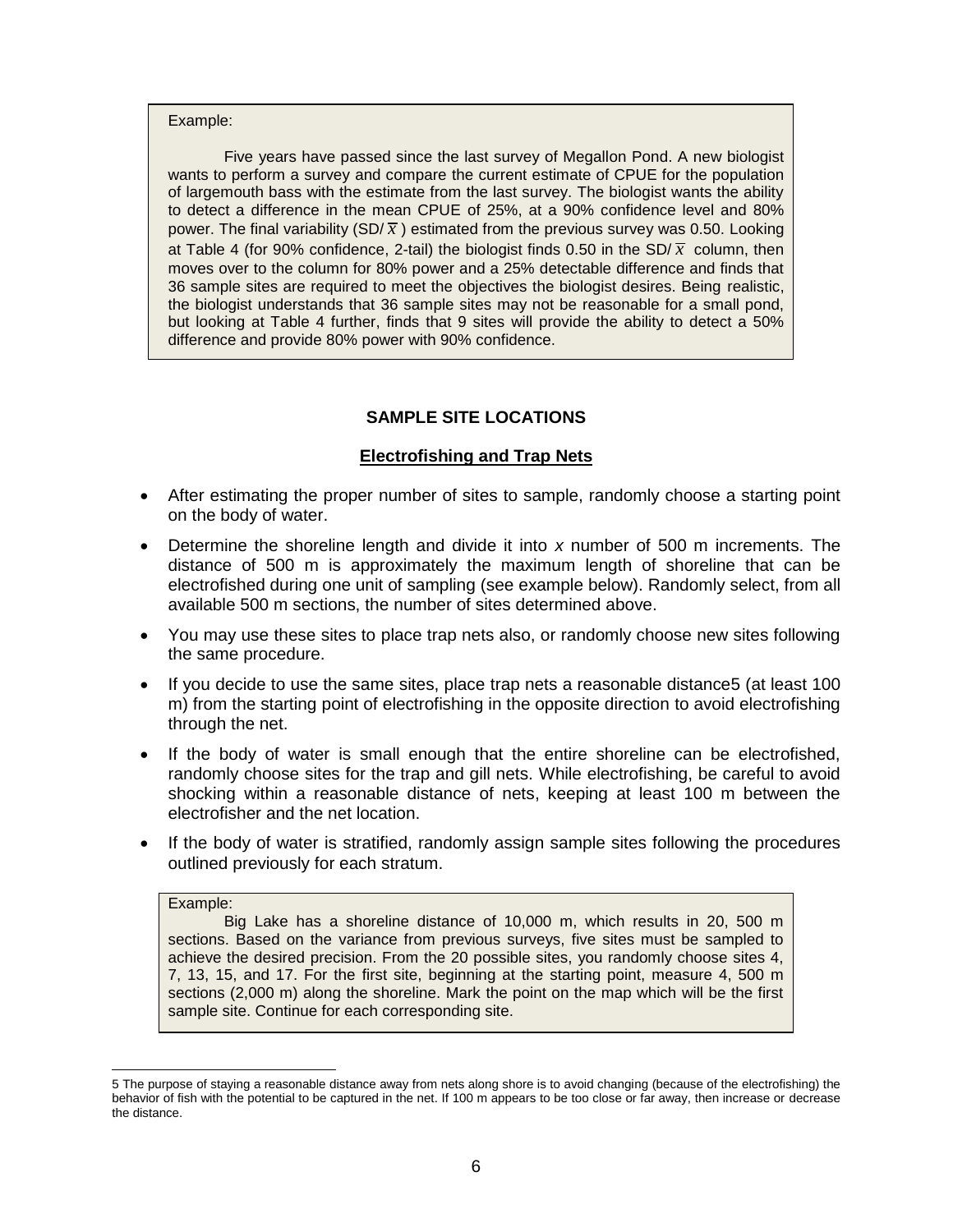Example:

Five years have passed since the last survey of Megallon Pond. A new biologist wants to perform a survey and compare the current estimate of CPUE for the population of largemouth bass with the estimate from the last survey. The biologist wants the ability to detect a difference in the mean CPUE of 25%, at a 90% confidence level and 80% power. The final variability (SD/ $\overline{x}$ ) estimated from the previous survey was 0.50. Looking at Table 4 (for 90% confidence, 2-tail) the biologist finds 0.50 in the SD/ $\overline{x}$ column, then moves over to the column for 80% power and a 25% detectable difference and finds that 36 sample sites are required to meet the objectives the biologist desires. Being realistic, the biologist understands that 36 sample sites may not be reasonable for a small pond, but looking at Table 4 further, finds that 9 sites will provide the ability to detect a 50% difference and provide 80% power with 90% confidence.

## SAMPLE SITE LOCATIONS

### Electrofishing and Trap Nets

- After estimating the proper number of sites to sample, randomly choose a starting point on the body of water.
- Determine the shoreline length and divide it into *x* number of 500 m increments. The distance of 500 m is approximately the maximum length of shoreline that can be electrofished during one unit of sampling (see example below). Randomly select, from all available 500 m sections, the number of sites determined above.
- You may use these sites to place trap nets also, or randomly choose new sites following the same procedure.
- If you decide to use the same sites, place trap nets a reasonable distance[5] (at least 100 m) from the starting point of electrofishing in the opposite direction to avoid electrofishing through the net.
- If the body of water is small enough that the entire shoreline can be electrofished, randomly choose sites for the trap and gill nets. While electrofishing, be careful to avoid shocking within a reasonable distance of nets, keeping at least 100 m between the electrofisher and the net location.
- If the body of water is stratified, randomly assign sample sites following the procedures outlined previously for each stratum.

Example:

Big Lake has a shoreline distance of 10,000 m, which results in 20, 500 m sections. Based on the variance from previous surveys, five sites must be sampled to achieve the desired precision. From the 20 possible sites, you randomly choose sites 4, 7, 13, 15, and 17. For the first site, beginning at the starting point, measure 4, 500 m sections (2,000 m) along the shoreline. Mark the point on the map which will be the first sample site. Continue for each corresponding site.

---

5 The purpose of staying a reasonable distance away from nets along shore is to avoid changing (because of the electrofishing) the behavior of fish with the potential to be captured in the net. If 100 m appears to be too close or far away, then increase or decrease the distance.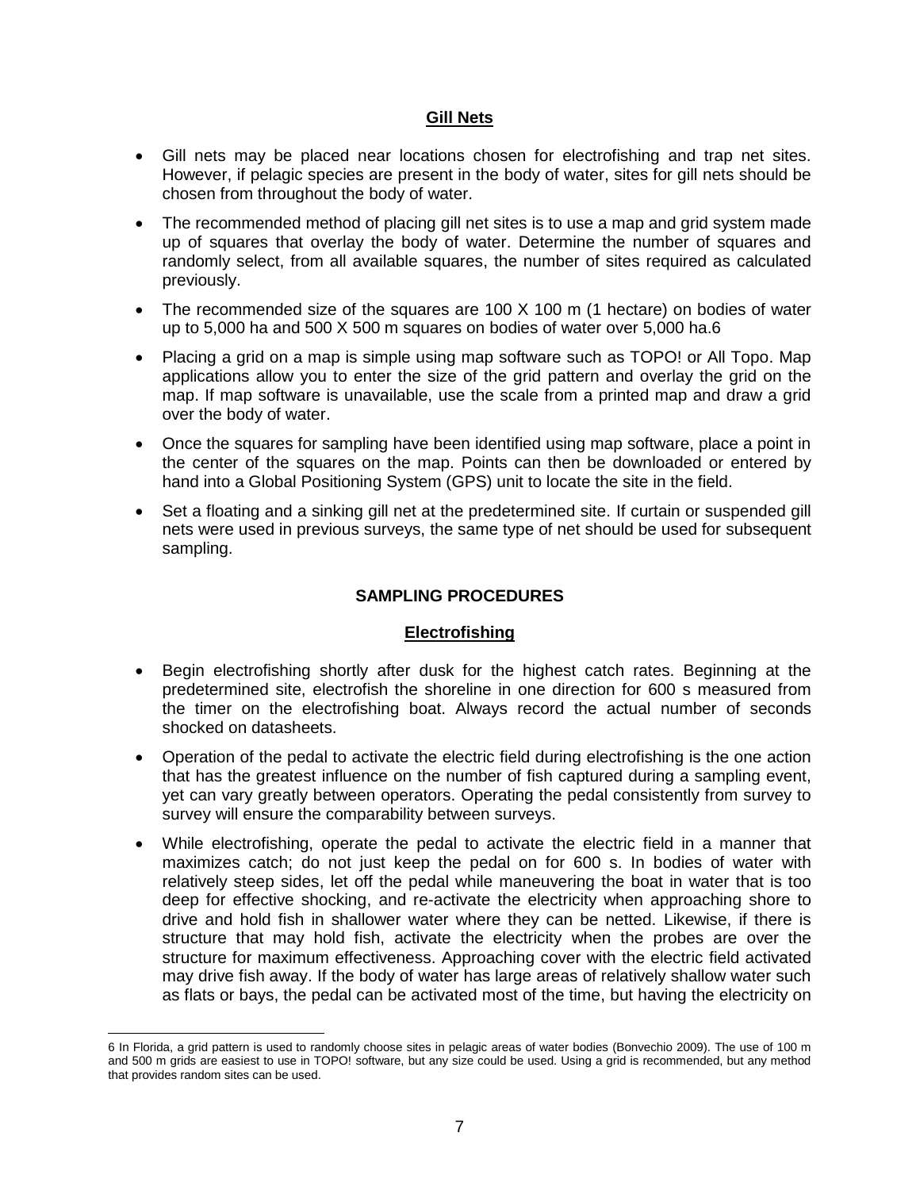### Gill Nets

- Gill nets may be placed near locations chosen for electrofishing and trap net sites. However, if pelagic species are present in the body of water, sites for gill nets should be chosen from throughout the body of water.
- The recommended method of placing gill net sites is to use a map and grid system made up of squares that overlay the body of water. Determine the number of squares and randomly select, from all available squares, the number of sites required as calculated previously.
- The recommended size of the squares are 100 X 100 m (1 hectare) on bodies of water up to 5,000 ha and 500 X 500 m squares on bodies of water over 5,000 ha.[6]
- Placing a grid on a map is simple using map software such as TOPO! or All Topo. Map applications allow you to enter the size of the grid pattern and overlay the grid on the map. If map software is unavailable, use the scale from a printed map and draw a grid over the body of water.
- Once the squares for sampling have been identified using map software, place a point in the center of the squares on the map. Points can then be downloaded or entered by hand into a Global Positioning System (GPS) unit to locate the site in the field.
- Set a floating and a sinking gill net at the predetermined site. If curtain or suspended gill nets were used in previous surveys, the same type of net should be used for subsequent sampling.

## SAMPLING PROCEDURES

### Electrofishing

- Begin electrofishing shortly after dusk for the highest catch rates. Beginning at the predetermined site, electrofish the shoreline in one direction for 600 s measured from the timer on the electrofishing boat. Always record the actual number of seconds shocked on datasheets.
- Operation of the pedal to activate the electric field during electrofishing is the one action that has the greatest influence on the number of fish captured during a sampling event, yet can vary greatly between operators. Operating the pedal consistently from survey to survey will ensure the comparability between surveys.
- While electrofishing, operate the pedal to activate the electric field in a manner that maximizes catch; do not just keep the pedal on for 600 s. In bodies of water with relatively steep sides, let off the pedal while maneuvering the boat in water that is too deep for effective shocking, and re-activate the electricity when approaching shore to drive and hold fish in shallower water where they can be netted. Likewise, if there is structure that may hold fish, activate the electricity when the probes are over the structure for maximum effectiveness. Approaching cover with the electric field activated may drive fish away. If the body of water has large areas of relatively shallow water such as flats or bays, the pedal can be activated most of the time, but having the electricity on

---

[6] In Florida, a grid pattern is used to randomly choose sites in pelagic areas of water bodies (Bonvechio 2009). The use of 100 m and 500 m grids are easiest to use in TOPO! software, but any size could be used. Using a grid is recommended, but any method that provides random sites can be used.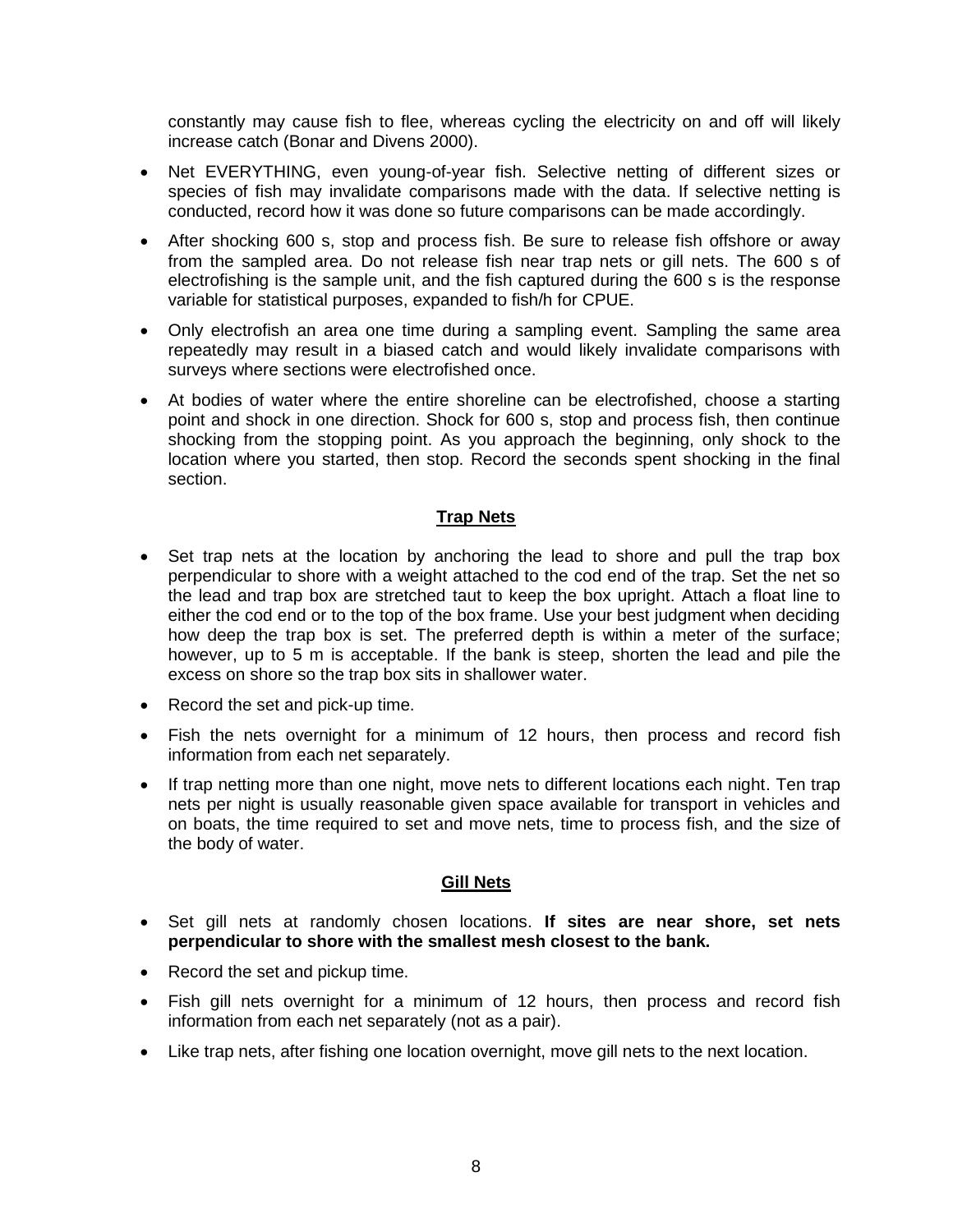constantly may cause fish to flee, whereas cycling the electricity on and off will likely increase catch (Bonar and Divens 2000).

- Net EVERYTHING, even young-of-year fish. Selective netting of different sizes or species of fish may invalidate comparisons made with the data. If selective netting is conducted, record how it was done so future comparisons can be made accordingly.
- After shocking 600 s, stop and process fish. Be sure to release fish offshore or away from the sampled area. Do not release fish near trap nets or gill nets. The 600 s of electrofishing is the sample unit, and the fish captured during the 600 s is the response variable for statistical purposes, expanded to fish/h for CPUE.
- Only electrofish an area one time during a sampling event. Sampling the same area repeatedly may result in a biased catch and would likely invalidate comparisons with surveys where sections were electrofished once.
- At bodies of water where the entire shoreline can be electrofished, choose a starting point and shock in one direction. Shock for 600 s, stop and process fish, then continue shocking from the stopping point. As you approach the beginning, only shock to the location where you started, then stop. Record the seconds spent shocking in the final section.

## Trap Nets

- Set trap nets at the location by anchoring the lead to shore and pull the trap box perpendicular to shore with a weight attached to the cod end of the trap. Set the net so the lead and trap box are stretched taut to keep the box upright. Attach a float line to either the cod end or to the top of the box frame. Use your best judgment when deciding how deep the trap box is set. The preferred depth is within a meter of the surface; however, up to 5 m is acceptable. If the bank is steep, shorten the lead and pile the excess on shore so the trap box sits in shallower water.
- Record the set and pick-up time.
- Fish the nets overnight for a minimum of 12 hours, then process and record fish information from each net separately.
- If trap netting more than one night, move nets to different locations each night. Ten trap nets per night is usually reasonable given space available for transport in vehicles and on boats, the time required to set and move nets, time to process fish, and the size of the body of water.

## Gill Nets

- Set gill nets at randomly chosen locations. **If sites are near shore, set nets perpendicular to shore with the smallest mesh closest to the bank.**
- Record the set and pickup time.
- Fish gill nets overnight for a minimum of 12 hours, then process and record fish information from each net separately (not as a pair).
- Like trap nets, after fishing one location overnight, move gill nets to the next location.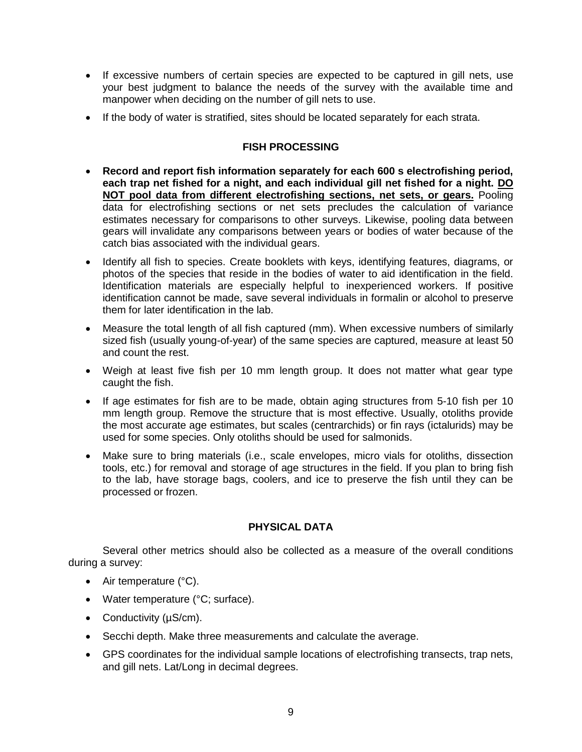- If excessive numbers of certain species are expected to be captured in gill nets, use your best judgment to balance the needs of the survey with the available time and manpower when deciding on the number of gill nets to use.
- If the body of water is stratified, sites should be located separately for each strata.

## FISH PROCESSING

- **Record and report fish information separately for each 600 s electrofishing period, each trap net fished for a night, and each individual gill net fished for a night. DO NOT pool data from different electrofishing sections, net sets, or gears.** Pooling data for electrofishing sections or net sets precludes the calculation of variance estimates necessary for comparisons to other surveys. Likewise, pooling data between gears will invalidate any comparisons between years or bodies of water because of the catch bias associated with the individual gears.
- Identify all fish to species. Create booklets with keys, identifying features, diagrams, or photos of the species that reside in the bodies of water to aid identification in the field. Identification materials are especially helpful to inexperienced workers. If positive identification cannot be made, save several individuals in formalin or alcohol to preserve them for later identification in the lab.
- Measure the total length of all fish captured (mm). When excessive numbers of similarly sized fish (usually young-of-year) of the same species are captured, measure at least 50 and count the rest.
- Weigh at least five fish per 10 mm length group. It does not matter what gear type caught the fish.
- If age estimates for fish are to be made, obtain aging structures from 5-10 fish per 10 mm length group. Remove the structure that is most effective. Usually, otoliths provide the most accurate age estimates, but scales (centrarchids) or fin rays (ictalurids) may be used for some species. Only otoliths should be used for salmonids.
- Make sure to bring materials (i.e., scale envelopes, micro vials for otoliths, dissection tools, etc.) for removal and storage of age structures in the field. If you plan to bring fish to the lab, have storage bags, coolers, and ice to preserve the fish until they can be processed or frozen.

## PHYSICAL DATA

Several other metrics should also be collected as a measure of the overall conditions during a survey:

- Air temperature (°C).
- Water temperature (°C; surface).
- Conductivity (µS/cm).
- Secchi depth. Make three measurements and calculate the average.
- GPS coordinates for the individual sample locations of electrofishing transects, trap nets, and gill nets. Lat/Long in decimal degrees.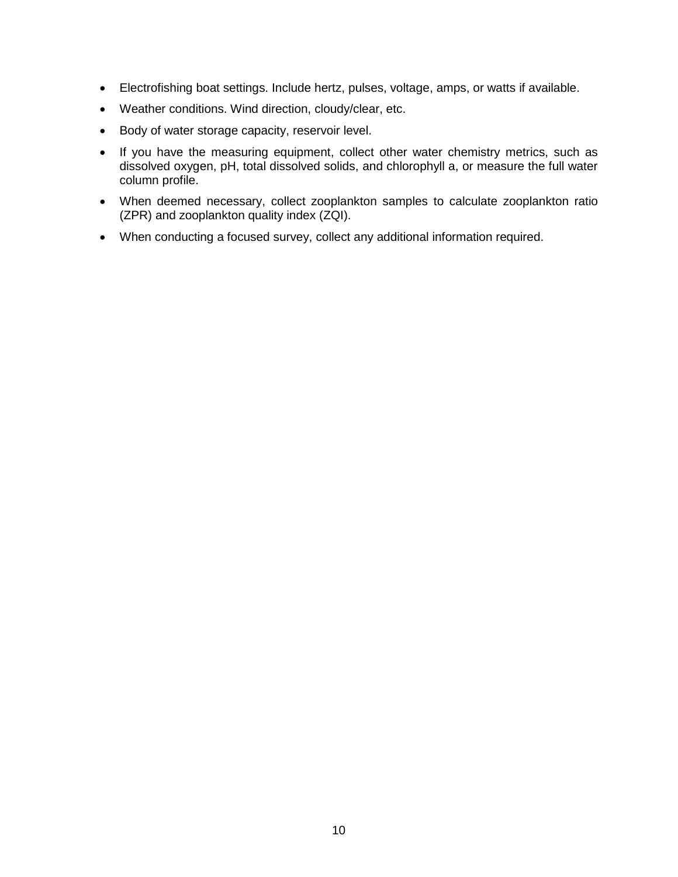- Electrofishing boat settings. Include hertz, pulses, voltage, amps, or watts if available.
- Weather conditions. Wind direction, cloudy/clear, etc.
- Body of water storage capacity, reservoir level.
- If you have the measuring equipment, collect other water chemistry metrics, such as dissolved oxygen, pH, total dissolved solids, and chlorophyll a, or measure the full water column profile.
- When deemed necessary, collect zooplankton samples to calculate zooplankton ratio (ZPR) and zooplankton quality index (ZQI).
- When conducting a focused survey, collect any additional information required.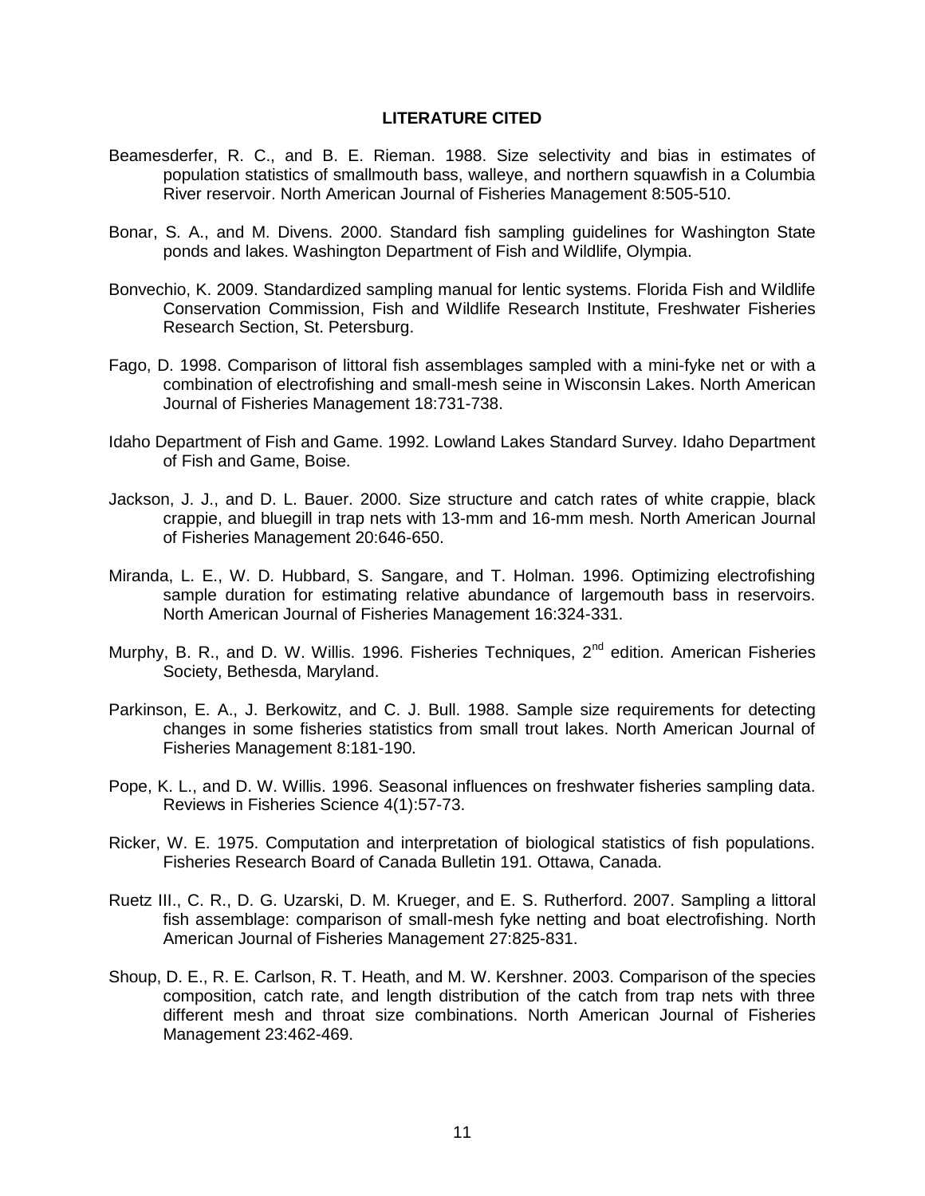## LITERATURE CITED

Beamesderfer, R. C., and B. E. Rieman. 1988. Size selectivity and bias in estimates of population statistics of smallmouth bass, walleye, and northern squawfish in a Columbia River reservoir. North American Journal of Fisheries Management 8:505-510.

Bonar, S. A., and M. Divens. 2000. Standard fish sampling guidelines for Washington State ponds and lakes. Washington Department of Fish and Wildlife, Olympia.

Bonvechio, K. 2009. Standardized sampling manual for lentic systems. Florida Fish and Wildlife Conservation Commission, Fish and Wildlife Research Institute, Freshwater Fisheries Research Section, St. Petersburg.

Fago, D. 1998. Comparison of littoral fish assemblages sampled with a mini-fyke net or with a combination of electrofishing and small-mesh seine in Wisconsin Lakes. North American Journal of Fisheries Management 18:731-738.

Idaho Department of Fish and Game. 1992. Lowland Lakes Standard Survey. Idaho Department of Fish and Game, Boise.

Jackson, J. J., and D. L. Bauer. 2000. Size structure and catch rates of white crappie, black crappie, and bluegill in trap nets with 13-mm and 16-mm mesh. North American Journal of Fisheries Management 20:646-650.

Miranda, L. E., W. D. Hubbard, S. Sangare, and T. Holman. 1996. Optimizing electrofishing sample duration for estimating relative abundance of largemouth bass in reservoirs. North American Journal of Fisheries Management 16:324-331.

Murphy, B. R., and D. W. Willis. 1996. Fisheries Techniques, 2nd edition. American Fisheries Society, Bethesda, Maryland.

Parkinson, E. A., J. Berkowitz, and C. J. Bull. 1988. Sample size requirements for detecting changes in some fisheries statistics from small trout lakes. North American Journal of Fisheries Management 8:181-190.

Pope, K. L., and D. W. Willis. 1996. Seasonal influences on freshwater fisheries sampling data. Reviews in Fisheries Science 4(1):57-73.

Ricker, W. E. 1975. Computation and interpretation of biological statistics of fish populations. Fisheries Research Board of Canada Bulletin 191. Ottawa, Canada.

Ruetz III., C. R., D. G. Uzarski, D. M. Krueger, and E. S. Rutherford. 2007. Sampling a littoral fish assemblage: comparison of small-mesh fyke netting and boat electrofishing. North American Journal of Fisheries Management 27:825-831.

Shoup, D. E., R. E. Carlson, R. T. Heath, and M. W. Kershner. 2003. Comparison of the species composition, catch rate, and length distribution of the catch from trap nets with three different mesh and throat size combinations. North American Journal of Fisheries Management 23:462-469.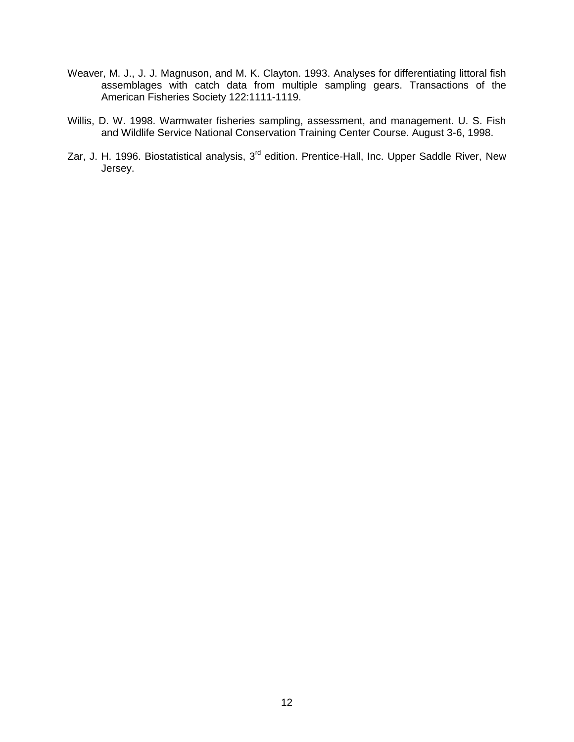Weaver, M. J., J. J. Magnuson, and M. K. Clayton. 1993. Analyses for differentiating littoral fish assemblages with catch data from multiple sampling gears. Transactions of the American Fisheries Society 122:1111-1119.

Willis, D. W. 1998. Warmwater fisheries sampling, assessment, and management. U. S. Fish and Wildlife Service National Conservation Training Center Course. August 3-6, 1998.

Zar, J. H. 1996. Biostatistical analysis, 3rd edition. Prentice-Hall, Inc. Upper Saddle River, New Jersey.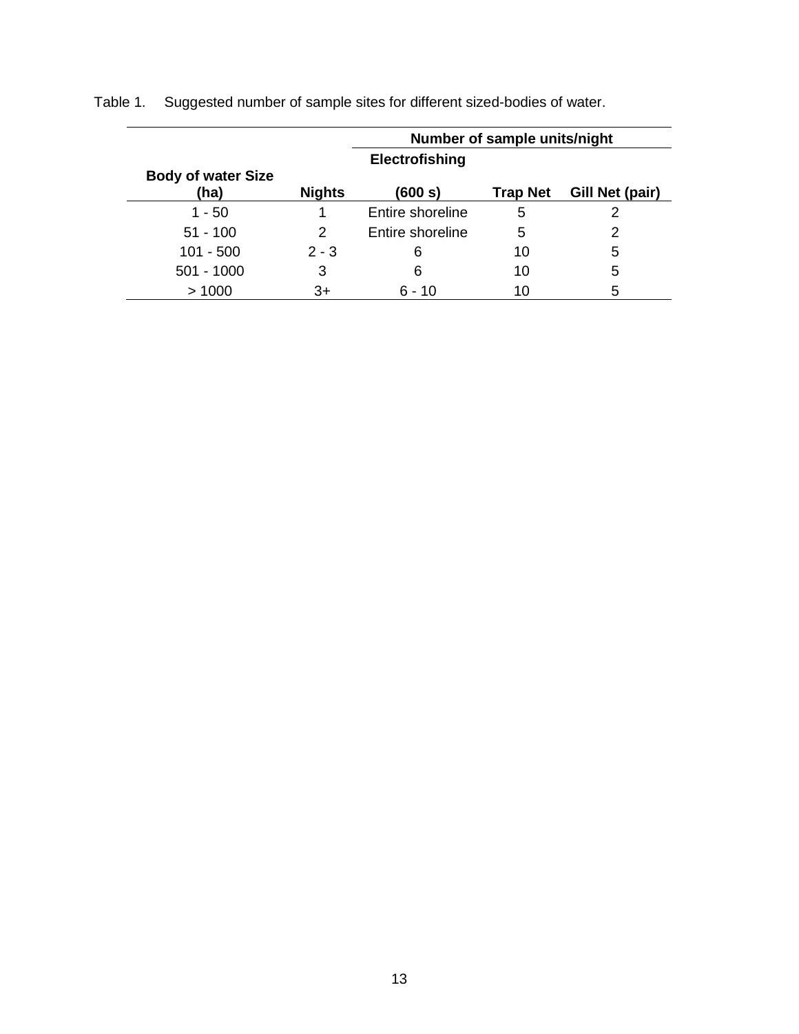Table 1. Suggested number of sample sites for different sized-bodies of water.

| | | Number of sample units/night | | |
| --- | --- | --- | --- | --- |
| Body of water Size (ha) | Nights | Electrofishing (600 s) | Trap Net | Gill Net (pair) |
| 1 - 50 | 1 | Entire shoreline | 5 | 2 |
| 51 - 100 | 2 | Entire shoreline | 5 | 2 |
| 101 - 500 | 2 - 3 | 6 | 10 | 5 |
| 501 - 1000 | 3 | 6 | 10 | 5 |
| > 1000 | 3+ | 6 - 10 | 10 | 5 |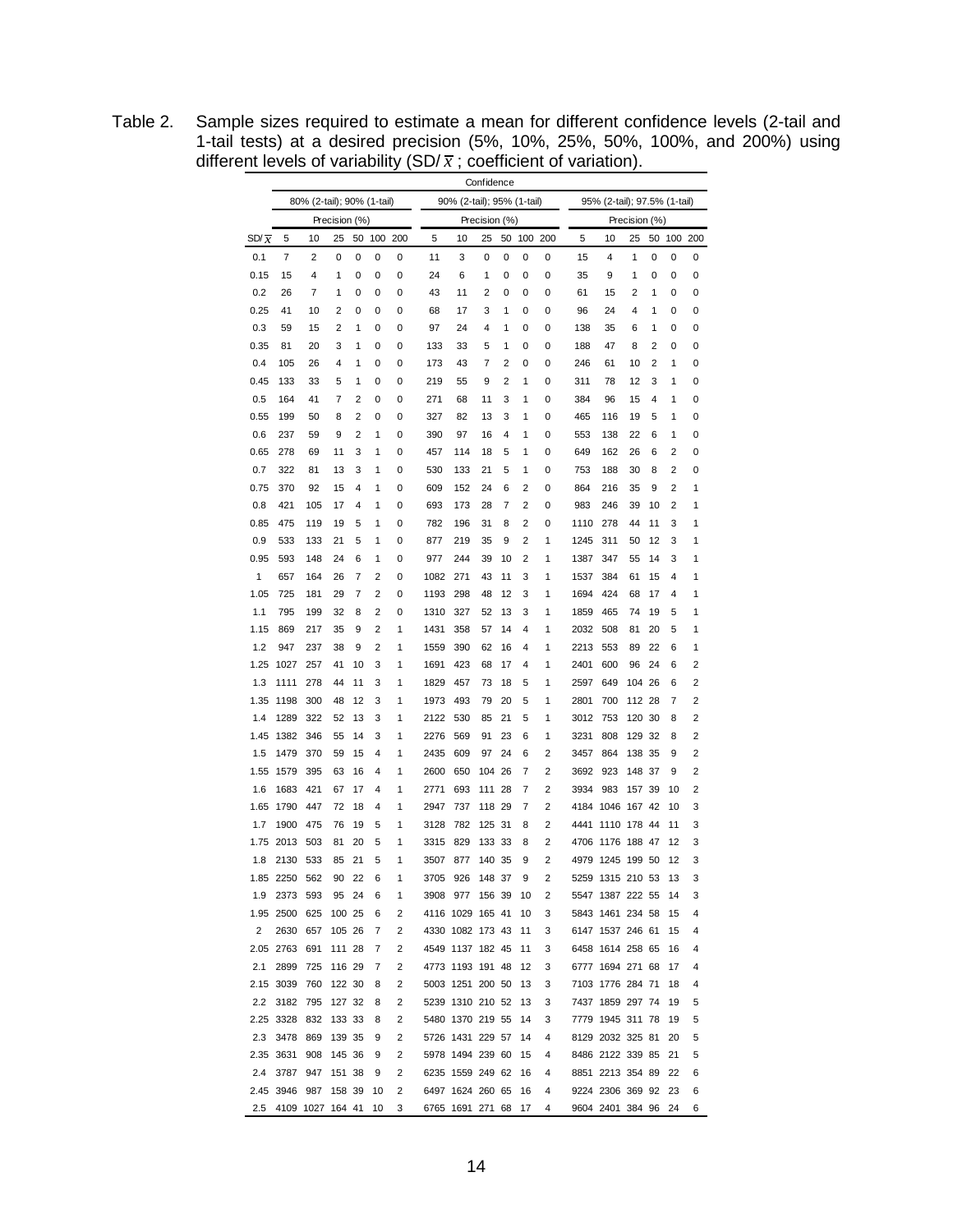Table 2. Sample sizes required to estimate a mean for different confidence levels (2-tail and 1-tail tests) at a desired precision (5%, 10%, 25%, 50%, 100%, and 200%) using different levels of variability (SD/ $\bar{x}$ ; coefficient of variation).

| | Confidence | | | | | | | | | | | | | | | | | |
|---|---|---|---|---|---|---|---|---|---|---|---|---|---|---|---|---|---|---|
| | 80% (2-tail); 90% (1-tail) | | | | | | 90% (2-tail); 95% (1-tail) | | | | | | 95% (2-tail); 97.5% (1-tail) | | | | | |
| | Precision (%) | | | | | | Precision (%) | | | | | | Precision (%) | | | | | |
| SD/$\bar{x}$ | 5 | 10 | 25 | 50 | 100 | 200 | 5 | 10 | 25 | 50 | 100 | 200 | 5 | 10 | 25 | 50 | 100 | 200 |
| 0.1 | 7 | 2 | 0 | 0 | 0 | 0 | 11 | 3 | 0 | 0 | 0 | 0 | 15 | 4 | 1 | 0 | 0 | 0 |
| 0.15 | 15 | 4 | 1 | 0 | 0 | 0 | 24 | 6 | 1 | 0 | 0 | 0 | 35 | 9 | 1 | 0 | 0 | 0 |
| 0.2 | 26 | 7 | 1 | 0 | 0 | 0 | 43 | 11 | 2 | 0 | 0 | 0 | 61 | 15 | 2 | 1 | 0 | 0 |
| 0.25 | 41 | 10 | 2 | 0 | 0 | 0 | 68 | 17 | 3 | 1 | 0 | 0 | 96 | 24 | 4 | 1 | 0 | 0 |
| 0.3 | 59 | 15 | 2 | 1 | 0 | 0 | 97 | 24 | 4 | 1 | 0 | 0 | 138 | 35 | 6 | 1 | 0 | 0 |
| 0.35 | 81 | 20 | 3 | 1 | 0 | 0 | 133 | 33 | 5 | 1 | 0 | 0 | 188 | 47 | 8 | 2 | 0 | 0 |
| 0.4 | 105 | 26 | 4 | 1 | 0 | 0 | 173 | 43 | 7 | 2 | 0 | 0 | 246 | 61 | 10 | 2 | 1 | 0 |
| 0.45 | 133 | 33 | 5 | 1 | 0 | 0 | 219 | 55 | 9 | 2 | 1 | 0 | 311 | 78 | 12 | 3 | 1 | 0 |
| 0.5 | 164 | 41 | 7 | 2 | 0 | 0 | 271 | 68 | 11 | 3 | 1 | 0 | 384 | 96 | 15 | 4 | 1 | 0 |
| 0.55 | 199 | 50 | 8 | 2 | 0 | 0 | 327 | 82 | 13 | 3 | 1 | 0 | 465 | 116 | 19 | 5 | 1 | 0 |
| 0.6 | 237 | 59 | 9 | 2 | 1 | 0 | 390 | 97 | 16 | 4 | 1 | 0 | 553 | 138 | 22 | 6 | 1 | 0 |
| 0.65 | 278 | 69 | 11 | 3 | 1 | 0 | 457 | 114 | 18 | 5 | 1 | 0 | 649 | 162 | 26 | 6 | 2 | 0 |
| 0.7 | 322 | 81 | 13 | 3 | 1 | 0 | 530 | 133 | 21 | 5 | 1 | 0 | 753 | 188 | 30 | 8 | 2 | 0 |
| 0.75 | 370 | 92 | 15 | 4 | 1 | 0 | 609 | 152 | 24 | 6 | 2 | 0 | 864 | 216 | 35 | 9 | 2 | 1 |
| 0.8 | 421 | 105 | 17 | 4 | 1 | 0 | 693 | 173 | 28 | 7 | 2 | 0 | 983 | 246 | 39 | 10 | 2 | 1 |
| 0.85 | 475 | 119 | 19 | 5 | 1 | 0 | 782 | 196 | 31 | 8 | 2 | 0 | 1110 | 278 | 44 | 11 | 3 | 1 |
| 0.9 | 533 | 133 | 21 | 5 | 1 | 0 | 877 | 219 | 35 | 9 | 2 | 1 | 1245 | 311 | 50 | 12 | 3 | 1 |
| 0.95 | 593 | 148 | 24 | 6 | 1 | 0 | 977 | 244 | 39 | 10 | 2 | 1 | 1387 | 347 | 55 | 14 | 3 | 1 |
| 1 | 657 | 164 | 26 | 7 | 2 | 0 | 1082 | 271 | 43 | 11 | 3 | 1 | 1537 | 384 | 61 | 15 | 4 | 1 |
| 1.05 | 725 | 181 | 29 | 7 | 2 | 0 | 1193 | 298 | 48 | 12 | 3 | 1 | 1694 | 424 | 68 | 17 | 4 | 1 |
| 1.1 | 795 | 199 | 32 | 8 | 2 | 0 | 1310 | 327 | 52 | 13 | 3 | 1 | 1859 | 465 | 74 | 19 | 5 | 1 |
| 1.15 | 869 | 217 | 35 | 9 | 2 | 1 | 1431 | 358 | 57 | 14 | 4 | 1 | 2032 | 508 | 81 | 20 | 5 | 1 |
| 1.2 | 947 | 237 | 38 | 9 | 2 | 1 | 1559 | 390 | 62 | 16 | 4 | 1 | 2213 | 553 | 89 | 22 | 6 | 1 |
| 1.25 | 1027 | 257 | 41 | 10 | 3 | 1 | 1691 | 423 | 68 | 17 | 4 | 1 | 2401 | 600 | 96 | 24 | 6 | 2 |
| 1.3 | 1111 | 278 | 44 | 11 | 3 | 1 | 1829 | 457 | 73 | 18 | 5 | 1 | 2597 | 649 | 104 | 26 | 6 | 2 |
| 1.35 | 1198 | 300 | 48 | 12 | 3 | 1 | 1973 | 493 | 79 | 20 | 5 | 1 | 2801 | 700 | 112 | 28 | 7 | 2 |
| 1.4 | 1289 | 322 | 52 | 13 | 3 | 1 | 2122 | 530 | 85 | 21 | 5 | 1 | 3012 | 753 | 120 | 30 | 8 | 2 |
| 1.45 | 1382 | 346 | 55 | 14 | 3 | 1 | 2276 | 569 | 91 | 23 | 6 | 1 | 3231 | 808 | 129 | 32 | 8 | 2 |
| 1.5 | 1479 | 370 | 59 | 15 | 4 | 1 | 2435 | 609 | 97 | 24 | 6 | 2 | 3457 | 864 | 138 | 35 | 9 | 2 |
| 1.55 | 1579 | 395 | 63 | 16 | 4 | 1 | 2600 | 650 | 104 | 26 | 7 | 2 | 3692 | 923 | 148 | 37 | 9 | 2 |
| 1.6 | 1683 | 421 | 67 | 17 | 4 | 1 | 2771 | 693 | 111 | 28 | 7 | 2 | 3934 | 983 | 157 | 39 | 10 | 2 |
| 1.65 | 1790 | 447 | 72 | 18 | 4 | 1 | 2947 | 737 | 118 | 29 | 7 | 2 | 4184 | 1046 | 167 | 42 | 10 | 3 |
| 1.7 | 1900 | 475 | 76 | 19 | 5 | 1 | 3128 | 782 | 125 | 31 | 8 | 2 | 4441 | 1110 | 178 | 44 | 11 | 3 |
| 1.75 | 2013 | 503 | 81 | 20 | 5 | 1 | 3315 | 829 | 133 | 33 | 8 | 2 | 4706 | 1176 | 188 | 47 | 12 | 3 |
| 1.8 | 2130 | 533 | 85 | 21 | 5 | 1 | 3507 | 877 | 140 | 35 | 9 | 2 | 4979 | 1245 | 199 | 50 | 12 | 3 |
| 1.85 | 2250 | 562 | 90 | 22 | 6 | 1 | 3705 | 926 | 148 | 37 | 9 | 2 | 5259 | 1315 | 210 | 53 | 13 | 3 |
| 1.9 | 2373 | 593 | 95 | 24 | 6 | 1 | 3908 | 977 | 156 | 39 | 10 | 2 | 5547 | 1387 | 222 | 55 | 14 | 3 |
| 1.95 | 2500 | 625 | 100 | 25 | 6 | 2 | 4116 | 1029 | 165 | 41 | 10 | 3 | 5843 | 1461 | 234 | 58 | 15 | 4 |
| 2 | 2630 | 657 | 105 | 26 | 7 | 2 | 4330 | 1082 | 173 | 43 | 11 | 3 | 6147 | 1537 | 246 | 61 | 15 | 4 |
| 2.05 | 2763 | 691 | 111 | 28 | 7 | 2 | 4549 | 1137 | 182 | 45 | 11 | 3 | 6458 | 1614 | 258 | 65 | 16 | 4 |
| 2.1 | 2899 | 725 | 116 | 29 | 7 | 2 | 4773 | 1193 | 191 | 48 | 12 | 3 | 6777 | 1694 | 271 | 68 | 17 | 4 |
| 2.15 | 3039 | 760 | 122 | 30 | 8 | 2 | 5003 | 1251 | 200 | 50 | 13 | 3 | 7103 | 1776 | 284 | 71 | 18 | 4 |
| 2.2 | 3182 | 795 | 127 | 32 | 8 | 2 | 5239 | 1310 | 210 | 52 | 13 | 3 | 7437 | 1859 | 297 | 74 | 19 | 5 |
| 2.25 | 3328 | 832 | 133 | 33 | 8 | 2 | 5480 | 1370 | 219 | 55 | 14 | 3 | 7779 | 1945 | 311 | 78 | 19 | 5 |
| 2.3 | 3478 | 869 | 139 | 35 | 9 | 2 | 5726 | 1431 | 229 | 57 | 14 | 4 | 8129 | 2032 | 325 | 81 | 20 | 5 |
| 2.35 | 3631 | 908 | 145 | 36 | 9 | 2 | 5978 | 1494 | 239 | 60 | 15 | 4 | 8486 | 2122 | 339 | 85 | 21 | 5 |
| 2.4 | 3787 | 947 | 151 | 38 | 9 | 2 | 6235 | 1559 | 249 | 62 | 16 | 4 | 8851 | 2213 | 354 | 89 | 22 | 6 |
| 2.45 | 3946 | 987 | 158 | 39 | 10 | 2 | 6497 | 1624 | 260 | 65 | 16 | 4 | 9224 | 2306 | 369 | 92 | 23 | 6 |
| 2.5 | 4109 | 1027 | 164 | 41 | 10 | 3 | 6765 | 1691 | 271 | 68 | 17 | 4 | 9604 | 2401 | 384 | 96 | 24 | 6 |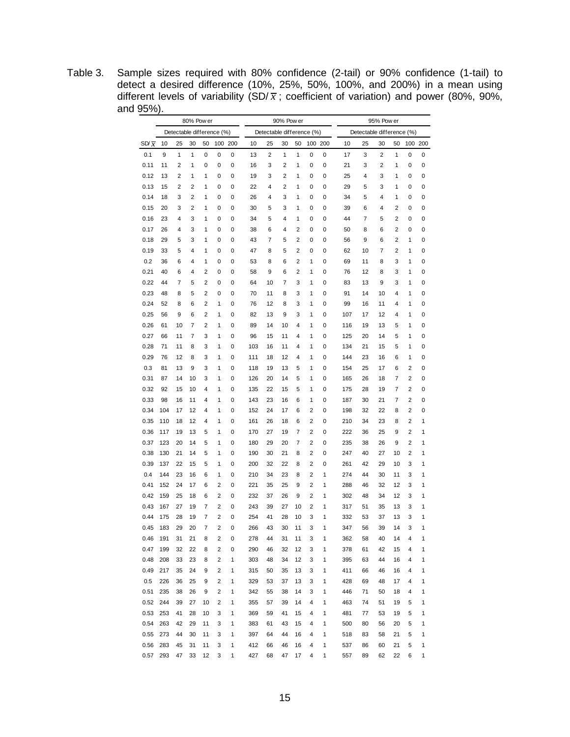Table 3. Sample sizes required with 80% confidence (2-tail) or 90% confidence (1-tail) to detect a desired difference (10%, 25%, 50%, 100%, and 200%) in a mean using different levels of variability (SD/$\overline{x}$; coefficient of variation) and power (80%, 90%, and 95%).

| | 80% Power | | | | | | 90% Power | | | | | | 95% Power | | | | | |
|---|---|---|---|---|---|---|---|---|---|---|---|---|---|---|---|---|---|---|
| | Detectable difference (%) | | | | | | Detectable difference (%) | | | | | | Detectable difference (%) | | | | | |
| SD/$\overline{x}$ | 10 | 25 | 30 | 50 | 100 | 200 | 10 | 25 | 30 | 50 | 100 | 200 | 10 | 25 | 30 | 50 | 100 | 200 |
| 0.1 | 9 | 1 | 1 | 0 | 0 | 0 | 13 | 2 | 1 | 1 | 0 | 0 | 17 | 3 | 2 | 1 | 0 | 0 |
| 0.11 | 11 | 2 | 1 | 0 | 0 | 0 | 16 | 3 | 2 | 1 | 0 | 0 | 21 | 3 | 2 | 1 | 0 | 0 |
| 0.12 | 13 | 2 | 1 | 1 | 0 | 0 | 19 | 3 | 2 | 1 | 0 | 0 | 25 | 4 | 3 | 1 | 0 | 0 |
| 0.13 | 15 | 2 | 2 | 1 | 0 | 0 | 22 | 4 | 2 | 1 | 0 | 0 | 29 | 5 | 3 | 1 | 0 | 0 |
| 0.14 | 18 | 3 | 2 | 1 | 0 | 0 | 26 | 4 | 3 | 1 | 0 | 0 | 34 | 5 | 4 | 1 | 0 | 0 |
| 0.15 | 20 | 3 | 2 | 1 | 0 | 0 | 30 | 5 | 3 | 1 | 0 | 0 | 39 | 6 | 4 | 2 | 0 | 0 |
| 0.16 | 23 | 4 | 3 | 1 | 0 | 0 | 34 | 5 | 4 | 1 | 0 | 0 | 44 | 7 | 5 | 2 | 0 | 0 |
| 0.17 | 26 | 4 | 3 | 1 | 0 | 0 | 38 | 6 | 4 | 2 | 0 | 0 | 50 | 8 | 6 | 2 | 0 | 0 |
| 0.18 | 29 | 5 | 3 | 1 | 0 | 0 | 43 | 7 | 5 | 2 | 0 | 0 | 56 | 9 | 6 | 2 | 1 | 0 |
| 0.19 | 33 | 5 | 4 | 1 | 0 | 0 | 47 | 8 | 5 | 2 | 0 | 0 | 62 | 10 | 7 | 2 | 1 | 0 |
| 0.2 | 36 | 6 | 4 | 1 | 0 | 0 | 53 | 8 | 6 | 2 | 1 | 0 | 69 | 11 | 8 | 3 | 1 | 0 |
| 0.21 | 40 | 6 | 4 | 2 | 0 | 0 | 58 | 9 | 6 | 2 | 1 | 0 | 76 | 12 | 8 | 3 | 1 | 0 |
| 0.22 | 44 | 7 | 5 | 2 | 0 | 0 | 64 | 10 | 7 | 3 | 1 | 0 | 83 | 13 | 9 | 3 | 1 | 0 |
| 0.23 | 48 | 8 | 5 | 2 | 0 | 0 | 70 | 11 | 8 | 3 | 1 | 0 | 91 | 14 | 10 | 4 | 1 | 0 |
| 0.24 | 52 | 8 | 6 | 2 | 1 | 0 | 76 | 12 | 8 | 3 | 1 | 0 | 99 | 16 | 11 | 4 | 1 | 0 |
| 0.25 | 56 | 9 | 6 | 2 | 1 | 0 | 82 | 13 | 9 | 3 | 1 | 0 | 107 | 17 | 12 | 4 | 1 | 0 |
| 0.26 | 61 | 10 | 7 | 2 | 1 | 0 | 89 | 14 | 10 | 4 | 1 | 0 | 116 | 19 | 13 | 5 | 1 | 0 |
| 0.27 | 66 | 11 | 7 | 3 | 1 | 0 | 96 | 15 | 11 | 4 | 1 | 0 | 125 | 20 | 14 | 5 | 1 | 0 |
| 0.28 | 71 | 11 | 8 | 3 | 1 | 0 | 103 | 16 | 11 | 4 | 1 | 0 | 134 | 21 | 15 | 5 | 1 | 0 |
| 0.29 | 76 | 12 | 8 | 3 | 1 | 0 | 111 | 18 | 12 | 4 | 1 | 0 | 144 | 23 | 16 | 6 | 1 | 0 |
| 0.3 | 81 | 13 | 9 | 3 | 1 | 0 | 118 | 19 | 13 | 5 | 1 | 0 | 154 | 25 | 17 | 6 | 2 | 0 |
| 0.31 | 87 | 14 | 10 | 3 | 1 | 0 | 126 | 20 | 14 | 5 | 1 | 0 | 165 | 26 | 18 | 7 | 2 | 0 |
| 0.32 | 92 | 15 | 10 | 4 | 1 | 0 | 135 | 22 | 15 | 5 | 1 | 0 | 175 | 28 | 19 | 7 | 2 | 0 |
| 0.33 | 98 | 16 | 11 | 4 | 1 | 0 | 143 | 23 | 16 | 6 | 1 | 0 | 187 | 30 | 21 | 7 | 2 | 0 |
| 0.34 | 104 | 17 | 12 | 4 | 1 | 0 | 152 | 24 | 17 | 6 | 2 | 0 | 198 | 32 | 22 | 8 | 2 | 0 |
| 0.35 | 110 | 18 | 12 | 4 | 1 | 0 | 161 | 26 | 18 | 6 | 2 | 0 | 210 | 34 | 23 | 8 | 2 | 1 |
| 0.36 | 117 | 19 | 13 | 5 | 1 | 0 | 170 | 27 | 19 | 7 | 2 | 0 | 222 | 36 | 25 | 9 | 2 | 1 |
| 0.37 | 123 | 20 | 14 | 5 | 1 | 0 | 180 | 29 | 20 | 7 | 2 | 0 | 235 | 38 | 26 | 9 | 2 | 1 |
| 0.38 | 130 | 21 | 14 | 5 | 1 | 0 | 190 | 30 | 21 | 8 | 2 | 0 | 247 | 40 | 27 | 10 | 2 | 1 |
| 0.39 | 137 | 22 | 15 | 5 | 1 | 0 | 200 | 32 | 22 | 8 | 2 | 0 | 261 | 42 | 29 | 10 | 3 | 1 |
| 0.4 | 144 | 23 | 16 | 6 | 1 | 0 | 210 | 34 | 23 | 8 | 2 | 1 | 274 | 44 | 30 | 11 | 3 | 1 |
| 0.41 | 152 | 24 | 17 | 6 | 2 | 0 | 221 | 35 | 25 | 9 | 2 | 1 | 288 | 46 | 32 | 12 | 3 | 1 |
| 0.42 | 159 | 25 | 18 | 6 | 2 | 0 | 232 | 37 | 26 | 9 | 2 | 1 | 302 | 48 | 34 | 12 | 3 | 1 |
| 0.43 | 167 | 27 | 19 | 7 | 2 | 0 | 243 | 39 | 27 | 10 | 2 | 1 | 317 | 51 | 35 | 13 | 3 | 1 |
| 0.44 | 175 | 28 | 19 | 7 | 2 | 0 | 254 | 41 | 28 | 10 | 3 | 1 | 332 | 53 | 37 | 13 | 3 | 1 |
| 0.45 | 183 | 29 | 20 | 7 | 2 | 0 | 266 | 43 | 30 | 11 | 3 | 1 | 347 | 56 | 39 | 14 | 3 | 1 |
| 0.46 | 191 | 31 | 21 | 8 | 2 | 0 | 278 | 44 | 31 | 11 | 3 | 1 | 362 | 58 | 40 | 14 | 4 | 1 |
| 0.47 | 199 | 32 | 22 | 8 | 2 | 0 | 290 | 46 | 32 | 12 | 3 | 1 | 378 | 61 | 42 | 15 | 4 | 1 |
| 0.48 | 208 | 33 | 23 | 8 | 2 | 1 | 303 | 48 | 34 | 12 | 3 | 1 | 395 | 63 | 44 | 16 | 4 | 1 |
| 0.49 | 217 | 35 | 24 | 9 | 2 | 1 | 315 | 50 | 35 | 13 | 3 | 1 | 411 | 66 | 46 | 16 | 4 | 1 |
| 0.5 | 226 | 36 | 25 | 9 | 2 | 1 | 329 | 53 | 37 | 13 | 3 | 1 | 428 | 69 | 48 | 17 | 4 | 1 |
| 0.51 | 235 | 38 | 26 | 9 | 2 | 1 | 342 | 55 | 38 | 14 | 3 | 1 | 446 | 71 | 50 | 18 | 4 | 1 |
| 0.52 | 244 | 39 | 27 | 10 | 2 | 1 | 355 | 57 | 39 | 14 | 4 | 1 | 463 | 74 | 51 | 19 | 5 | 1 |
| 0.53 | 253 | 41 | 28 | 10 | 3 | 1 | 369 | 59 | 41 | 15 | 4 | 1 | 481 | 77 | 53 | 19 | 5 | 1 |
| 0.54 | 263 | 42 | 29 | 11 | 3 | 1 | 383 | 61 | 43 | 15 | 4 | 1 | 500 | 80 | 56 | 20 | 5 | 1 |
| 0.55 | 273 | 44 | 30 | 11 | 3 | 1 | 397 | 64 | 44 | 16 | 4 | 1 | 518 | 83 | 58 | 21 | 5 | 1 |
| 0.56 | 283 | 45 | 31 | 11 | 3 | 1 | 412 | 66 | 46 | 16 | 4 | 1 | 537 | 86 | 60 | 21 | 5 | 1 |
| 0.57 | 293 | 47 | 33 | 12 | 3 | 1 | 427 | 68 | 47 | 17 | 4 | 1 | 557 | 89 | 62 | 22 | 6 | 1 |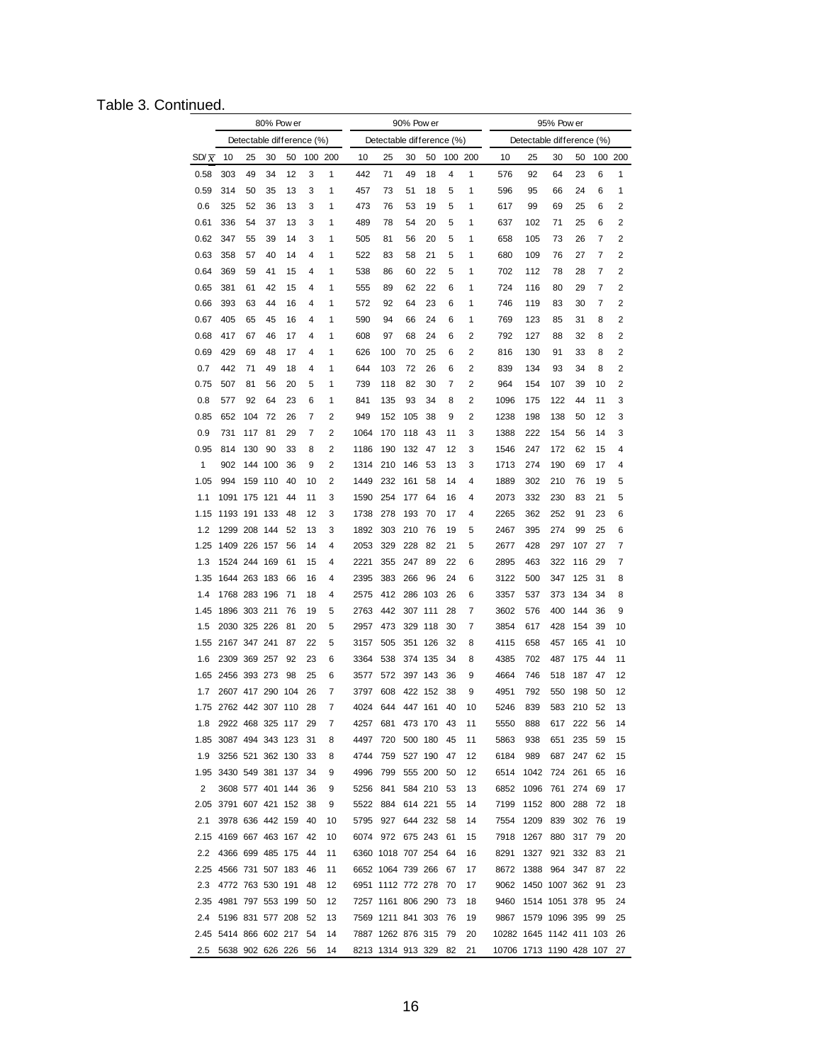Table 3. Continued.

| | 80% Power | | | | | | 90% Power | | | | | | 95% Power | | | | | |
|---|---|---|---|---|---|---|---|---|---|---|---|---|---|---|---|---|---|---|
| | Detectable difference (%) | | | | | | Detectable difference (%) | | | | | | Detectable difference (%) | | | | | |
| $SD/\bar{x}$ | 10 | 25 | 30 | 50 | 100 | 200 | 10 | 25 | 30 | 50 | 100 | 200 | 10 | 25 | 30 | 50 | 100 | 200 |
| 0.58 | 303 | 49 | 34 | 12 | 3 | 1 | 442 | 71 | 49 | 18 | 4 | 1 | 576 | 92 | 64 | 23 | 6 | 1 |
| 0.59 | 314 | 50 | 35 | 13 | 3 | 1 | 457 | 73 | 51 | 18 | 5 | 1 | 596 | 95 | 66 | 24 | 6 | 1 |
| 0.6 | 325 | 52 | 36 | 13 | 3 | 1 | 473 | 76 | 53 | 19 | 5 | 1 | 617 | 99 | 69 | 25 | 6 | 2 |
| 0.61 | 336 | 54 | 37 | 13 | 3 | 1 | 489 | 78 | 54 | 20 | 5 | 1 | 637 | 102 | 71 | 25 | 6 | 2 |
| 0.62 | 347 | 55 | 39 | 14 | 3 | 1 | 505 | 81 | 56 | 20 | 5 | 1 | 658 | 105 | 73 | 26 | 7 | 2 |
| 0.63 | 358 | 57 | 40 | 14 | 4 | 1 | 522 | 83 | 58 | 21 | 5 | 1 | 680 | 109 | 76 | 27 | 7 | 2 |
| 0.64 | 369 | 59 | 41 | 15 | 4 | 1 | 538 | 86 | 60 | 22 | 5 | 1 | 702 | 112 | 78 | 28 | 7 | 2 |
| 0.65 | 381 | 61 | 42 | 15 | 4 | 1 | 555 | 89 | 62 | 22 | 6 | 1 | 724 | 116 | 80 | 29 | 7 | 2 |
| 0.66 | 393 | 63 | 44 | 16 | 4 | 1 | 572 | 92 | 64 | 23 | 6 | 1 | 746 | 119 | 83 | 30 | 7 | 2 |
| 0.67 | 405 | 65 | 45 | 16 | 4 | 1 | 590 | 94 | 66 | 24 | 6 | 1 | 769 | 123 | 85 | 31 | 8 | 2 |
| 0.68 | 417 | 67 | 46 | 17 | 4 | 1 | 608 | 97 | 68 | 24 | 6 | 2 | 792 | 127 | 88 | 32 | 8 | 2 |
| 0.69 | 429 | 69 | 48 | 17 | 4 | 1 | 626 | 100 | 70 | 25 | 6 | 2 | 816 | 130 | 91 | 33 | 8 | 2 |
| 0.7 | 442 | 71 | 49 | 18 | 4 | 1 | 644 | 103 | 72 | 26 | 6 | 2 | 839 | 134 | 93 | 34 | 8 | 2 |
| 0.75 | 507 | 81 | 56 | 20 | 5 | 1 | 739 | 118 | 82 | 30 | 7 | 2 | 964 | 154 | 107 | 39 | 10 | 2 |
| 0.8 | 577 | 92 | 64 | 23 | 6 | 1 | 841 | 135 | 93 | 34 | 8 | 2 | 1096 | 175 | 122 | 44 | 11 | 3 |
| 0.85 | 652 | 104 | 72 | 26 | 7 | 2 | 949 | 152 | 105 | 38 | 9 | 2 | 1238 | 198 | 138 | 50 | 12 | 3 |
| 0.9 | 731 | 117 | 81 | 29 | 7 | 2 | 1064 | 170 | 118 | 43 | 11 | 3 | 1388 | 222 | 154 | 56 | 14 | 3 |
| 0.95 | 814 | 130 | 90 | 33 | 8 | 2 | 1186 | 190 | 132 | 47 | 12 | 3 | 1546 | 247 | 172 | 62 | 15 | 4 |
| 1 | 902 | 144 | 100 | 36 | 9 | 2 | 1314 | 210 | 146 | 53 | 13 | 3 | 1713 | 274 | 190 | 69 | 17 | 4 |
| 1.05 | 994 | 159 | 110 | 40 | 10 | 2 | 1449 | 232 | 161 | 58 | 14 | 4 | 1889 | 302 | 210 | 76 | 19 | 5 |
| 1.1 | 1091 | 175 | 121 | 44 | 11 | 3 | 1590 | 254 | 177 | 64 | 16 | 4 | 2073 | 332 | 230 | 83 | 21 | 5 |
| 1.15 | 1193 | 191 | 133 | 48 | 12 | 3 | 1738 | 278 | 193 | 70 | 17 | 4 | 2265 | 362 | 252 | 91 | 23 | 6 |
| 1.2 | 1299 | 208 | 144 | 52 | 13 | 3 | 1892 | 303 | 210 | 76 | 19 | 5 | 2467 | 395 | 274 | 99 | 25 | 6 |
| 1.25 | 1409 | 226 | 157 | 56 | 14 | 4 | 2053 | 329 | 228 | 82 | 21 | 5 | 2677 | 428 | 297 | 107 | 27 | 7 |
| 1.3 | 1524 | 244 | 169 | 61 | 15 | 4 | 2221 | 355 | 247 | 89 | 22 | 6 | 2895 | 463 | 322 | 116 | 29 | 7 |
| 1.35 | 1644 | 263 | 183 | 66 | 16 | 4 | 2395 | 383 | 266 | 96 | 24 | 6 | 3122 | 500 | 347 | 125 | 31 | 8 |
| 1.4 | 1768 | 283 | 196 | 71 | 18 | 4 | 2575 | 412 | 286 | 103 | 26 | 6 | 3357 | 537 | 373 | 134 | 34 | 8 |
| 1.45 | 1896 | 303 | 211 | 76 | 19 | 5 | 2763 | 442 | 307 | 111 | 28 | 7 | 3602 | 576 | 400 | 144 | 36 | 9 |
| 1.5 | 2030 | 325 | 226 | 81 | 20 | 5 | 2957 | 473 | 329 | 118 | 30 | 7 | 3854 | 617 | 428 | 154 | 39 | 10 |
| 1.55 | 2167 | 347 | 241 | 87 | 22 | 5 | 3157 | 505 | 351 | 126 | 32 | 8 | 4115 | 658 | 457 | 165 | 41 | 10 |
| 1.6 | 2309 | 369 | 257 | 92 | 23 | 6 | 3364 | 538 | 374 | 135 | 34 | 8 | 4385 | 702 | 487 | 175 | 44 | 11 |
| 1.65 | 2456 | 393 | 273 | 98 | 25 | 6 | 3577 | 572 | 397 | 143 | 36 | 9 | 4664 | 746 | 518 | 187 | 47 | 12 |
| 1.7 | 2607 | 417 | 290 | 104 | 26 | 7 | 3797 | 608 | 422 | 152 | 38 | 9 | 4951 | 792 | 550 | 198 | 50 | 12 |
| 1.75 | 2762 | 442 | 307 | 110 | 28 | 7 | 4024 | 644 | 447 | 161 | 40 | 10 | 5246 | 839 | 583 | 210 | 52 | 13 |
| 1.8 | 2922 | 468 | 325 | 117 | 29 | 7 | 4257 | 681 | 473 | 170 | 43 | 11 | 5550 | 888 | 617 | 222 | 56 | 14 |
| 1.85 | 3087 | 494 | 343 | 123 | 31 | 8 | 4497 | 720 | 500 | 180 | 45 | 11 | 5863 | 938 | 651 | 235 | 59 | 15 |
| 1.9 | 3256 | 521 | 362 | 130 | 33 | 8 | 4744 | 759 | 527 | 190 | 47 | 12 | 6184 | 989 | 687 | 247 | 62 | 15 |
| 1.95 | 3430 | 549 | 381 | 137 | 34 | 9 | 4996 | 799 | 555 | 200 | 50 | 12 | 6514 | 1042 | 724 | 261 | 65 | 16 |
| 2 | 3608 | 577 | 401 | 144 | 36 | 9 | 5256 | 841 | 584 | 210 | 53 | 13 | 6852 | 1096 | 761 | 274 | 69 | 17 |
| 2.05 | 3791 | 607 | 421 | 152 | 38 | 9 | 5522 | 884 | 614 | 221 | 55 | 14 | 7199 | 1152 | 800 | 288 | 72 | 18 |
| 2.1 | 3978 | 636 | 442 | 159 | 40 | 10 | 5795 | 927 | 644 | 232 | 58 | 14 | 7554 | 1209 | 839 | 302 | 76 | 19 |
| 2.15 | 4169 | 667 | 463 | 167 | 42 | 10 | 6074 | 972 | 675 | 243 | 61 | 15 | 7918 | 1267 | 880 | 317 | 79 | 20 |
| 2.2 | 4366 | 699 | 485 | 175 | 44 | 11 | 6360 | 1018 | 707 | 254 | 64 | 16 | 8291 | 1327 | 921 | 332 | 83 | 21 |
| 2.25 | 4566 | 731 | 507 | 183 | 46 | 11 | 6652 | 1064 | 739 | 266 | 67 | 17 | 8672 | 1388 | 964 | 347 | 87 | 22 |
| 2.3 | 4772 | 763 | 530 | 191 | 48 | 12 | 6951 | 1112 | 772 | 278 | 70 | 17 | 9062 | 1450 | 1007 | 362 | 91 | 23 |
| 2.35 | 4981 | 797 | 553 | 199 | 50 | 12 | 7257 | 1161 | 806 | 290 | 73 | 18 | 9460 | 1514 | 1051 | 378 | 95 | 24 |
| 2.4 | 5196 | 831 | 577 | 208 | 52 | 13 | 7569 | 1211 | 841 | 303 | 76 | 19 | 9867 | 1579 | 1096 | 395 | 99 | 25 |
| 2.45 | 5414 | 866 | 602 | 217 | 54 | 14 | 7887 | 1262 | 876 | 315 | 79 | 20 | 10282 | 1645 | 1142 | 411 | 103 | 26 |
| 2.5 | 5638 | 902 | 626 | 226 | 56 | 14 | 8213 | 1314 | 913 | 329 | 82 | 21 | 10706 | 1713 | 1190 | 428 | 107 | 27 |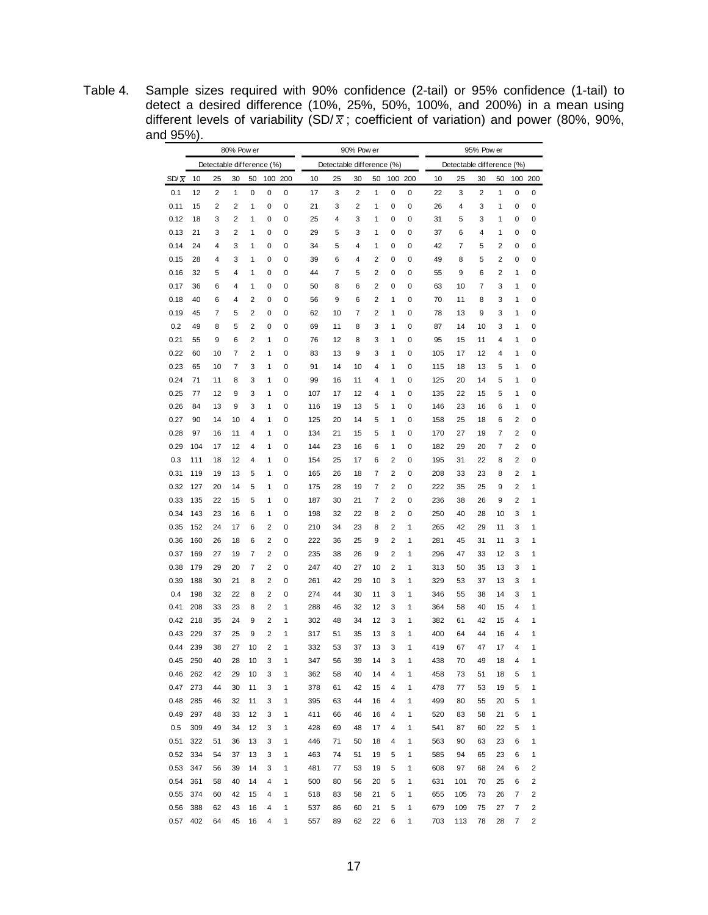Table 4. Sample sizes required with 90% confidence (2-tail) or 95% confidence (1-tail) to detect a desired difference (10%, 25%, 50%, 100%, and 200%) in a mean using different levels of variability (SD/$\bar{x}$; coefficient of variation) and power (80%, 90%, and 95%).

| | 80% Power | | | | | | 90% Power | | | | | | 95% Power | | | | | |
|---|---|---|---|---|---|---|---|---|---|---|---|---|---|---|---|---|---|---|
| | Detectable difference (%) | | | | | | Detectable difference (%) | | | | | | Detectable difference (%) | | | | | |
| SD/$\bar{x}$ | 10 | 25 | 30 | 50 | 100 | 200 | 10 | 25 | 30 | 50 | 100 | 200 | 10 | 25 | 30 | 50 | 100 | 200 |
| 0.1 | 12 | 2 | 1 | 0 | 0 | 0 | 17 | 3 | 2 | 1 | 0 | 0 | 22 | 3 | 2 | 1 | 0 | 0 |
| 0.11 | 15 | 2 | 2 | 1 | 0 | 0 | 21 | 3 | 2 | 1 | 0 | 0 | 26 | 4 | 3 | 1 | 0 | 0 |
| 0.12 | 18 | 3 | 2 | 1 | 0 | 0 | 25 | 4 | 3 | 1 | 0 | 0 | 31 | 5 | 3 | 1 | 0 | 0 |
| 0.13 | 21 | 3 | 2 | 1 | 0 | 0 | 29 | 5 | 3 | 1 | 0 | 0 | 37 | 6 | 4 | 1 | 0 | 0 |
| 0.14 | 24 | 4 | 3 | 1 | 0 | 0 | 34 | 5 | 4 | 1 | 0 | 0 | 42 | 7 | 5 | 2 | 0 | 0 |
| 0.15 | 28 | 4 | 3 | 1 | 0 | 0 | 39 | 6 | 4 | 2 | 0 | 0 | 49 | 8 | 5 | 2 | 0 | 0 |
| 0.16 | 32 | 5 | 4 | 1 | 0 | 0 | 44 | 7 | 5 | 2 | 0 | 0 | 55 | 9 | 6 | 2 | 1 | 0 |
| 0.17 | 36 | 6 | 4 | 1 | 0 | 0 | 50 | 8 | 6 | 2 | 0 | 0 | 63 | 10 | 7 | 3 | 1 | 0 |
| 0.18 | 40 | 6 | 4 | 2 | 0 | 0 | 56 | 9 | 6 | 2 | 1 | 0 | 70 | 11 | 8 | 3 | 1 | 0 |
| 0.19 | 45 | 7 | 5 | 2 | 0 | 0 | 62 | 10 | 7 | 2 | 1 | 0 | 78 | 13 | 9 | 3 | 1 | 0 |
| 0.2 | 49 | 8 | 5 | 2 | 0 | 0 | 69 | 11 | 8 | 3 | 1 | 0 | 87 | 14 | 10 | 3 | 1 | 0 |
| 0.21 | 55 | 9 | 6 | 2 | 1 | 0 | 76 | 12 | 8 | 3 | 1 | 0 | 95 | 15 | 11 | 4 | 1 | 0 |
| 0.22 | 60 | 10 | 7 | 2 | 1 | 0 | 83 | 13 | 9 | 3 | 1 | 0 | 105 | 17 | 12 | 4 | 1 | 0 |
| 0.23 | 65 | 10 | 7 | 3 | 1 | 0 | 91 | 14 | 10 | 4 | 1 | 0 | 115 | 18 | 13 | 5 | 1 | 0 |
| 0.24 | 71 | 11 | 8 | 3 | 1 | 0 | 99 | 16 | 11 | 4 | 1 | 0 | 125 | 20 | 14 | 5 | 1 | 0 |
| 0.25 | 77 | 12 | 9 | 3 | 1 | 0 | 107 | 17 | 12 | 4 | 1 | 0 | 135 | 22 | 15 | 5 | 1 | 0 |
| 0.26 | 84 | 13 | 9 | 3 | 1 | 0 | 116 | 19 | 13 | 5 | 1 | 0 | 146 | 23 | 16 | 6 | 1 | 0 |
| 0.27 | 90 | 14 | 10 | 4 | 1 | 0 | 125 | 20 | 14 | 5 | 1 | 0 | 158 | 25 | 18 | 6 | 2 | 0 |
| 0.28 | 97 | 16 | 11 | 4 | 1 | 0 | 134 | 21 | 15 | 5 | 1 | 0 | 170 | 27 | 19 | 7 | 2 | 0 |
| 0.29 | 104 | 17 | 12 | 4 | 1 | 0 | 144 | 23 | 16 | 6 | 1 | 0 | 182 | 29 | 20 | 7 | 2 | 0 |
| 0.3 | 111 | 18 | 12 | 4 | 1 | 0 | 154 | 25 | 17 | 6 | 2 | 0 | 195 | 31 | 22 | 8 | 2 | 0 |
| 0.31 | 119 | 19 | 13 | 5 | 1 | 0 | 165 | 26 | 18 | 7 | 2 | 0 | 208 | 33 | 23 | 8 | 2 | 1 |
| 0.32 | 127 | 20 | 14 | 5 | 1 | 0 | 175 | 28 | 19 | 7 | 2 | 0 | 222 | 35 | 25 | 9 | 2 | 1 |
| 0.33 | 135 | 22 | 15 | 5 | 1 | 0 | 187 | 30 | 21 | 7 | 2 | 0 | 236 | 38 | 26 | 9 | 2 | 1 |
| 0.34 | 143 | 23 | 16 | 6 | 1 | 0 | 198 | 32 | 22 | 8 | 2 | 0 | 250 | 40 | 28 | 10 | 3 | 1 |
| 0.35 | 152 | 24 | 17 | 6 | 2 | 0 | 210 | 34 | 23 | 8 | 2 | 1 | 265 | 42 | 29 | 11 | 3 | 1 |
| 0.36 | 160 | 26 | 18 | 6 | 2 | 0 | 222 | 36 | 25 | 9 | 2 | 1 | 281 | 45 | 31 | 11 | 3 | 1 |
| 0.37 | 169 | 27 | 19 | 7 | 2 | 0 | 235 | 38 | 26 | 9 | 2 | 1 | 296 | 47 | 33 | 12 | 3 | 1 |
| 0.38 | 179 | 29 | 20 | 7 | 2 | 0 | 247 | 40 | 27 | 10 | 2 | 1 | 313 | 50 | 35 | 13 | 3 | 1 |
| 0.39 | 188 | 30 | 21 | 8 | 2 | 0 | 261 | 42 | 29 | 10 | 3 | 1 | 329 | 53 | 37 | 13 | 3 | 1 |
| 0.4 | 198 | 32 | 22 | 8 | 2 | 0 | 274 | 44 | 30 | 11 | 3 | 1 | 346 | 55 | 38 | 14 | 3 | 1 |
| 0.41 | 208 | 33 | 23 | 8 | 2 | 1 | 288 | 46 | 32 | 12 | 3 | 1 | 364 | 58 | 40 | 15 | 4 | 1 |
| 0.42 | 218 | 35 | 24 | 9 | 2 | 1 | 302 | 48 | 34 | 12 | 3 | 1 | 382 | 61 | 42 | 15 | 4 | 1 |
| 0.43 | 229 | 37 | 25 | 9 | 2 | 1 | 317 | 51 | 35 | 13 | 3 | 1 | 400 | 64 | 44 | 16 | 4 | 1 |
| 0.44 | 239 | 38 | 27 | 10 | 2 | 1 | 332 | 53 | 37 | 13 | 3 | 1 | 419 | 67 | 47 | 17 | 4 | 1 |
| 0.45 | 250 | 40 | 28 | 10 | 3 | 1 | 347 | 56 | 39 | 14 | 3 | 1 | 438 | 70 | 49 | 18 | 4 | 1 |
| 0.46 | 262 | 42 | 29 | 10 | 3 | 1 | 362 | 58 | 40 | 14 | 4 | 1 | 458 | 73 | 51 | 18 | 5 | 1 |
| 0.47 | 273 | 44 | 30 | 11 | 3 | 1 | 378 | 61 | 42 | 15 | 4 | 1 | 478 | 77 | 53 | 19 | 5 | 1 |
| 0.48 | 285 | 46 | 32 | 11 | 3 | 1 | 395 | 63 | 44 | 16 | 4 | 1 | 499 | 80 | 55 | 20 | 5 | 1 |
| 0.49 | 297 | 48 | 33 | 12 | 3 | 1 | 411 | 66 | 46 | 16 | 4 | 1 | 520 | 83 | 58 | 21 | 5 | 1 |
| 0.5 | 309 | 49 | 34 | 12 | 3 | 1 | 428 | 69 | 48 | 17 | 4 | 1 | 541 | 87 | 60 | 22 | 5 | 1 |
| 0.51 | 322 | 51 | 36 | 13 | 3 | 1 | 446 | 71 | 50 | 18 | 4 | 1 | 563 | 90 | 63 | 23 | 6 | 1 |
| 0.52 | 334 | 54 | 37 | 13 | 3 | 1 | 463 | 74 | 51 | 19 | 5 | 1 | 585 | 94 | 65 | 23 | 6 | 1 |
| 0.53 | 347 | 56 | 39 | 14 | 3 | 1 | 481 | 77 | 53 | 19 | 5 | 1 | 608 | 97 | 68 | 24 | 6 | 2 |
| 0.54 | 361 | 58 | 40 | 14 | 4 | 1 | 500 | 80 | 56 | 20 | 5 | 1 | 631 | 101 | 70 | 25 | 6 | 2 |
| 0.55 | 374 | 60 | 42 | 15 | 4 | 1 | 518 | 83 | 58 | 21 | 5 | 1 | 655 | 105 | 73 | 26 | 7 | 2 |
| 0.56 | 388 | 62 | 43 | 16 | 4 | 1 | 537 | 86 | 60 | 21 | 5 | 1 | 679 | 109 | 75 | 27 | 7 | 2 |
| 0.57 | 402 | 64 | 45 | 16 | 4 | 1 | 557 | 89 | 62 | 22 | 6 | 1 | 703 | 113 | 78 | 28 | 7 | 2 |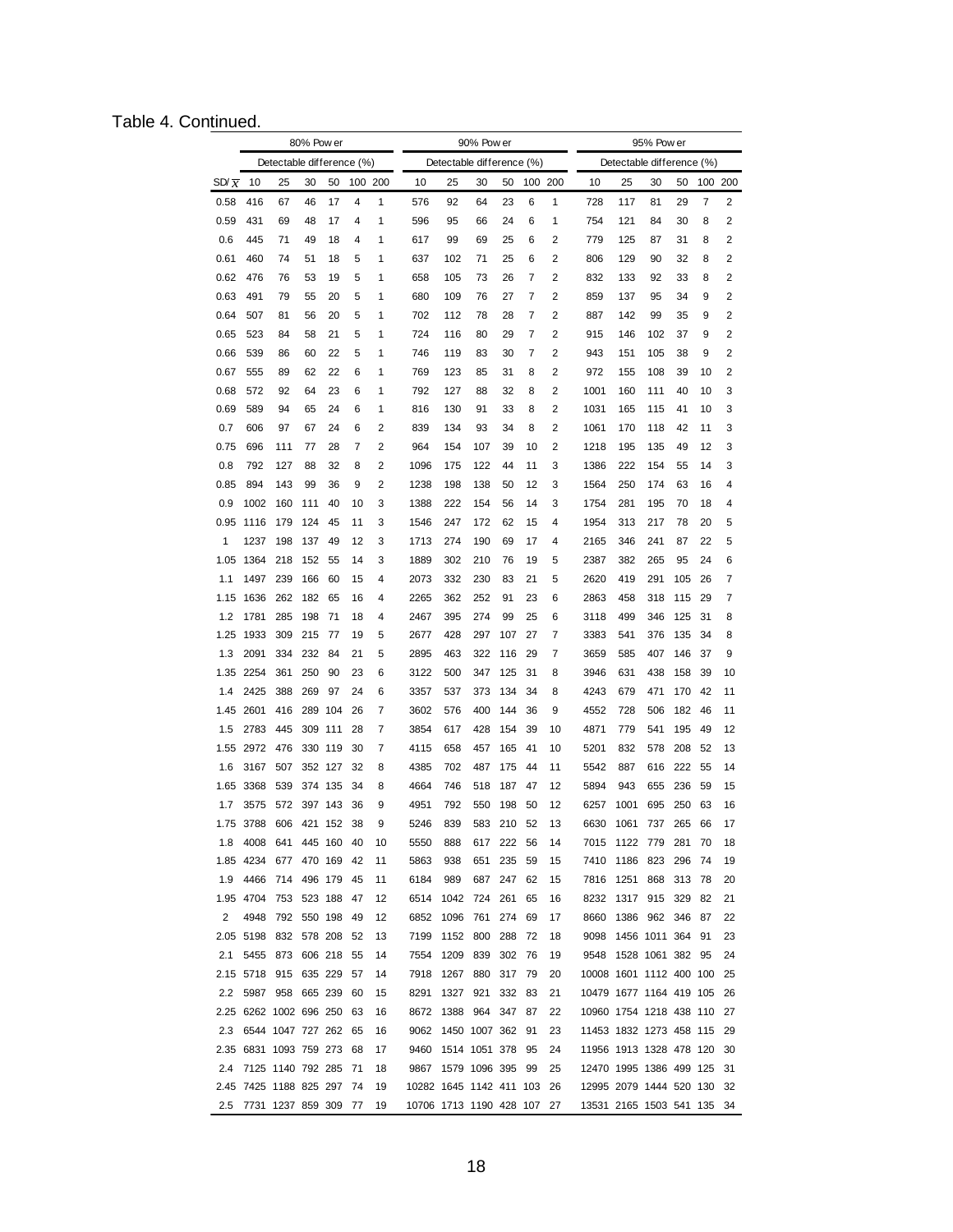Table 4. Continued.

| | 80% Power | | | | | | 90% Power | | | | | | 95% Power | | | | | |
|---|---|---|---|---|---|---|---|---|---|---|---|---|---|---|---|---|---|---|
| | Detectable difference (%) | | | | | | Detectable difference (%) | | | | | | Detectable difference (%) | | | | | |
| $SD/\bar{x}$ | 10 | 25 | 30 | 50 | 100 | 200 | 10 | 25 | 30 | 50 | 100 | 200 | 10 | 25 | 30 | 50 | 100 | 200 |
| 0.58 | 416 | 67 | 46 | 17 | 4 | 1 | 576 | 92 | 64 | 23 | 6 | 1 | 728 | 117 | 81 | 29 | 7 | 2 |
| 0.59 | 431 | 69 | 48 | 17 | 4 | 1 | 596 | 95 | 66 | 24 | 6 | 1 | 754 | 121 | 84 | 30 | 8 | 2 |
| 0.6 | 445 | 71 | 49 | 18 | 4 | 1 | 617 | 99 | 69 | 25 | 6 | 2 | 779 | 125 | 87 | 31 | 8 | 2 |
| 0.61 | 460 | 74 | 51 | 18 | 5 | 1 | 637 | 102 | 71 | 25 | 6 | 2 | 806 | 129 | 90 | 32 | 8 | 2 |
| 0.62 | 476 | 76 | 53 | 19 | 5 | 1 | 658 | 105 | 73 | 26 | 7 | 2 | 832 | 133 | 92 | 33 | 8 | 2 |
| 0.63 | 491 | 79 | 55 | 20 | 5 | 1 | 680 | 109 | 76 | 27 | 7 | 2 | 859 | 137 | 95 | 34 | 9 | 2 |
| 0.64 | 507 | 81 | 56 | 20 | 5 | 1 | 702 | 112 | 78 | 28 | 7 | 2 | 887 | 142 | 99 | 35 | 9 | 2 |
| 0.65 | 523 | 84 | 58 | 21 | 5 | 1 | 724 | 116 | 80 | 29 | 7 | 2 | 915 | 146 | 102 | 37 | 9 | 2 |
| 0.66 | 539 | 86 | 60 | 22 | 5 | 1 | 746 | 119 | 83 | 30 | 7 | 2 | 943 | 151 | 105 | 38 | 9 | 2 |
| 0.67 | 555 | 89 | 62 | 22 | 6 | 1 | 769 | 123 | 85 | 31 | 8 | 2 | 972 | 155 | 108 | 39 | 10 | 2 |
| 0.68 | 572 | 92 | 64 | 23 | 6 | 1 | 792 | 127 | 88 | 32 | 8 | 2 | 1001 | 160 | 111 | 40 | 10 | 3 |
| 0.69 | 589 | 94 | 65 | 24 | 6 | 1 | 816 | 130 | 91 | 33 | 8 | 2 | 1031 | 165 | 115 | 41 | 10 | 3 |
| 0.7 | 606 | 97 | 67 | 24 | 6 | 2 | 839 | 134 | 93 | 34 | 8 | 2 | 1061 | 170 | 118 | 42 | 11 | 3 |
| 0.75 | 696 | 111 | 77 | 28 | 7 | 2 | 964 | 154 | 107 | 39 | 10 | 2 | 1218 | 195 | 135 | 49 | 12 | 3 |
| 0.8 | 792 | 127 | 88 | 32 | 8 | 2 | 1096 | 175 | 122 | 44 | 11 | 3 | 1386 | 222 | 154 | 55 | 14 | 3 |
| 0.85 | 894 | 143 | 99 | 36 | 9 | 2 | 1238 | 198 | 138 | 50 | 12 | 3 | 1564 | 250 | 174 | 63 | 16 | 4 |
| 0.9 | 1002 | 160 | 111 | 40 | 10 | 3 | 1388 | 222 | 154 | 56 | 14 | 3 | 1754 | 281 | 195 | 70 | 18 | 4 |
| 0.95 | 1116 | 179 | 124 | 45 | 11 | 3 | 1546 | 247 | 172 | 62 | 15 | 4 | 1954 | 313 | 217 | 78 | 20 | 5 |
| 1 | 1237 | 198 | 137 | 49 | 12 | 3 | 1713 | 274 | 190 | 69 | 17 | 4 | 2165 | 346 | 241 | 87 | 22 | 5 |
| 1.05 | 1364 | 218 | 152 | 55 | 14 | 3 | 1889 | 302 | 210 | 76 | 19 | 5 | 2387 | 382 | 265 | 95 | 24 | 6 |
| 1.1 | 1497 | 239 | 166 | 60 | 15 | 4 | 2073 | 332 | 230 | 83 | 21 | 5 | 2620 | 419 | 291 | 105 | 26 | 7 |
| 1.15 | 1636 | 262 | 182 | 65 | 16 | 4 | 2265 | 362 | 252 | 91 | 23 | 6 | 2863 | 458 | 318 | 115 | 29 | 7 |
| 1.2 | 1781 | 285 | 198 | 71 | 18 | 4 | 2467 | 395 | 274 | 99 | 25 | 6 | 3118 | 499 | 346 | 125 | 31 | 8 |
| 1.25 | 1933 | 309 | 215 | 77 | 19 | 5 | 2677 | 428 | 297 | 107 | 27 | 7 | 3383 | 541 | 376 | 135 | 34 | 8 |
| 1.3 | 2091 | 334 | 232 | 84 | 21 | 5 | 2895 | 463 | 322 | 116 | 29 | 7 | 3659 | 585 | 407 | 146 | 37 | 9 |
| 1.35 | 2254 | 361 | 250 | 90 | 23 | 6 | 3122 | 500 | 347 | 125 | 31 | 8 | 3946 | 631 | 438 | 158 | 39 | 10 |
| 1.4 | 2425 | 388 | 269 | 97 | 24 | 6 | 3357 | 537 | 373 | 134 | 34 | 8 | 4243 | 679 | 471 | 170 | 42 | 11 |
| 1.45 | 2601 | 416 | 289 | 104 | 26 | 7 | 3602 | 576 | 400 | 144 | 36 | 9 | 4552 | 728 | 506 | 182 | 46 | 11 |
| 1.5 | 2783 | 445 | 309 | 111 | 28 | 7 | 3854 | 617 | 428 | 154 | 39 | 10 | 4871 | 779 | 541 | 195 | 49 | 12 |
| 1.55 | 2972 | 476 | 330 | 119 | 30 | 7 | 4115 | 658 | 457 | 165 | 41 | 10 | 5201 | 832 | 578 | 208 | 52 | 13 |
| 1.6 | 3167 | 507 | 352 | 127 | 32 | 8 | 4385 | 702 | 487 | 175 | 44 | 11 | 5542 | 887 | 616 | 222 | 55 | 14 |
| 1.65 | 3368 | 539 | 374 | 135 | 34 | 8 | 4664 | 746 | 518 | 187 | 47 | 12 | 5894 | 943 | 655 | 236 | 59 | 15 |
| 1.7 | 3575 | 572 | 397 | 143 | 36 | 9 | 4951 | 792 | 550 | 198 | 50 | 12 | 6257 | 1001 | 695 | 250 | 63 | 16 |
| 1.75 | 3788 | 606 | 421 | 152 | 38 | 9 | 5246 | 839 | 583 | 210 | 52 | 13 | 6630 | 1061 | 737 | 265 | 66 | 17 |
| 1.8 | 4008 | 641 | 445 | 160 | 40 | 10 | 5550 | 888 | 617 | 222 | 56 | 14 | 7015 | 1122 | 779 | 281 | 70 | 18 |
| 1.85 | 4234 | 677 | 470 | 169 | 42 | 11 | 5863 | 938 | 651 | 235 | 59 | 15 | 7410 | 1186 | 823 | 296 | 74 | 19 |
| 1.9 | 4466 | 714 | 496 | 179 | 45 | 11 | 6184 | 989 | 687 | 247 | 62 | 15 | 7816 | 1251 | 868 | 313 | 78 | 20 |
| 1.95 | 4704 | 753 | 523 | 188 | 47 | 12 | 6514 | 1042 | 724 | 261 | 65 | 16 | 8232 | 1317 | 915 | 329 | 82 | 21 |
| 2 | 4948 | 792 | 550 | 198 | 49 | 12 | 6852 | 1096 | 761 | 274 | 69 | 17 | 8660 | 1386 | 962 | 346 | 87 | 22 |
| 2.05 | 5198 | 832 | 578 | 208 | 52 | 13 | 7199 | 1152 | 800 | 288 | 72 | 18 | 9098 | 1456 | 1011 | 364 | 91 | 23 |
| 2.1 | 5455 | 873 | 606 | 218 | 55 | 14 | 7554 | 1209 | 839 | 302 | 76 | 19 | 9548 | 1528 | 1061 | 382 | 95 | 24 |
| 2.15 | 5718 | 915 | 635 | 229 | 57 | 14 | 7918 | 1267 | 880 | 317 | 79 | 20 | 10008 | 1601 | 1112 | 400 | 100 | 25 |
| 2.2 | 5987 | 958 | 665 | 239 | 60 | 15 | 8291 | 1327 | 921 | 332 | 83 | 21 | 10479 | 1677 | 1164 | 419 | 105 | 26 |
| 2.25 | 6262 | 1002 | 696 | 250 | 63 | 16 | 8672 | 1388 | 964 | 347 | 87 | 22 | 10960 | 1754 | 1218 | 438 | 110 | 27 |
| 2.3 | 6544 | 1047 | 727 | 262 | 65 | 16 | 9062 | 1450 | 1007 | 362 | 91 | 23 | 11453 | 1832 | 1273 | 458 | 115 | 29 |
| 2.35 | 6831 | 1093 | 759 | 273 | 68 | 17 | 9460 | 1514 | 1051 | 378 | 95 | 24 | 11956 | 1913 | 1328 | 478 | 120 | 30 |
| 2.4 | 7125 | 1140 | 792 | 285 | 71 | 18 | 9867 | 1579 | 1096 | 395 | 99 | 25 | 12470 | 1995 | 1386 | 499 | 125 | 31 |
| 2.45 | 7425 | 1188 | 825 | 297 | 74 | 19 | 10282 | 1645 | 1142 | 411 | 103 | 26 | 12995 | 2079 | 1444 | 520 | 130 | 32 |
| 2.5 | 7731 | 1237 | 859 | 309 | 77 | 19 | 10706 | 1713 | 1190 | 428 | 107 | 27 | 13531 | 2165 | 1503 | 541 | 135 | 34 |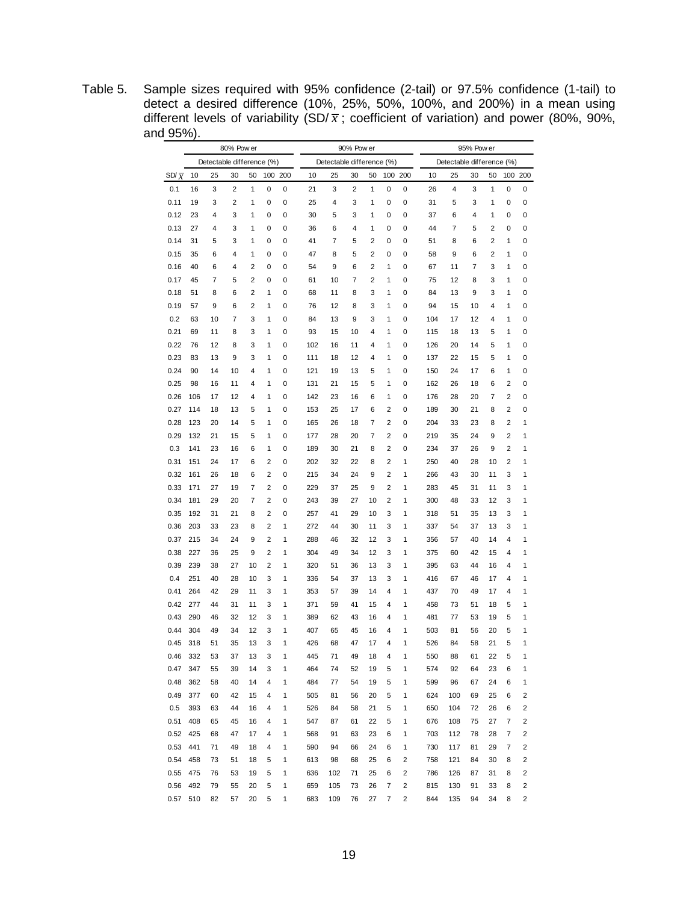Table 5. Sample sizes required with 95% confidence (2-tail) or 97.5% confidence (1-tail) to detect a desired difference (10%, 25%, 50%, 100%, and 200%) in a mean using different levels of variability (SD/$\overline{x}$; coefficient of variation) and power (80%, 90%, and 95%).

| | 80% Power | | | | | | 90% Power | | | | | | 95% Power | | | | | |
|---|---|---|---|---|---|---|---|---|---|---|---|---|---|---|---|---|---|---|
| | Detectable difference (%) | | | | | | Detectable difference (%) | | | | | | Detectable difference (%) | | | | | |
| SD/$\overline{x}$ | 10 | 25 | 30 | 50 | 100 | 200 | 10 | 25 | 30 | 50 | 100 | 200 | 10 | 25 | 30 | 50 | 100 | 200 |
| 0.1 | 16 | 3 | 2 | 1 | 0 | 0 | 21 | 3 | 2 | 1 | 0 | 0 | 26 | 4 | 3 | 1 | 0 | 0 |
| 0.11 | 19 | 3 | 2 | 1 | 0 | 0 | 25 | 4 | 3 | 1 | 0 | 0 | 31 | 5 | 3 | 1 | 0 | 0 |
| 0.12 | 23 | 4 | 3 | 1 | 0 | 0 | 30 | 5 | 3 | 1 | 0 | 0 | 37 | 6 | 4 | 1 | 0 | 0 |
| 0.13 | 27 | 4 | 3 | 1 | 0 | 0 | 36 | 6 | 4 | 1 | 0 | 0 | 44 | 7 | 5 | 2 | 0 | 0 |
| 0.14 | 31 | 5 | 3 | 1 | 0 | 0 | 41 | 7 | 5 | 2 | 0 | 0 | 51 | 8 | 6 | 2 | 1 | 0 |
| 0.15 | 35 | 6 | 4 | 1 | 0 | 0 | 47 | 8 | 5 | 2 | 0 | 0 | 58 | 9 | 6 | 2 | 1 | 0 |
| 0.16 | 40 | 6 | 4 | 2 | 0 | 0 | 54 | 9 | 6 | 2 | 1 | 0 | 67 | 11 | 7 | 3 | 1 | 0 |
| 0.17 | 45 | 7 | 5 | 2 | 0 | 0 | 61 | 10 | 7 | 2 | 1 | 0 | 75 | 12 | 8 | 3 | 1 | 0 |
| 0.18 | 51 | 8 | 6 | 2 | 1 | 0 | 68 | 11 | 8 | 3 | 1 | 0 | 84 | 13 | 9 | 3 | 1 | 0 |
| 0.19 | 57 | 9 | 6 | 2 | 1 | 0 | 76 | 12 | 8 | 3 | 1 | 0 | 94 | 15 | 10 | 4 | 1 | 0 |
| 0.2 | 63 | 10 | 7 | 3 | 1 | 0 | 84 | 13 | 9 | 3 | 1 | 0 | 104 | 17 | 12 | 4 | 1 | 0 |
| 0.21 | 69 | 11 | 8 | 3 | 1 | 0 | 93 | 15 | 10 | 4 | 1 | 0 | 115 | 18 | 13 | 5 | 1 | 0 |
| 0.22 | 76 | 12 | 8 | 3 | 1 | 0 | 102 | 16 | 11 | 4 | 1 | 0 | 126 | 20 | 14 | 5 | 1 | 0 |
| 0.23 | 83 | 13 | 9 | 3 | 1 | 0 | 111 | 18 | 12 | 4 | 1 | 0 | 137 | 22 | 15 | 5 | 1 | 0 |
| 0.24 | 90 | 14 | 10 | 4 | 1 | 0 | 121 | 19 | 13 | 5 | 1 | 0 | 150 | 24 | 17 | 6 | 1 | 0 |
| 0.25 | 98 | 16 | 11 | 4 | 1 | 0 | 131 | 21 | 15 | 5 | 1 | 0 | 162 | 26 | 18 | 6 | 2 | 0 |
| 0.26 | 106 | 17 | 12 | 4 | 1 | 0 | 142 | 23 | 16 | 6 | 1 | 0 | 176 | 28 | 20 | 7 | 2 | 0 |
| 0.27 | 114 | 18 | 13 | 5 | 1 | 0 | 153 | 25 | 17 | 6 | 2 | 0 | 189 | 30 | 21 | 8 | 2 | 0 |
| 0.28 | 123 | 20 | 14 | 5 | 1 | 0 | 165 | 26 | 18 | 7 | 2 | 0 | 204 | 33 | 23 | 8 | 2 | 1 |
| 0.29 | 132 | 21 | 15 | 5 | 1 | 0 | 177 | 28 | 20 | 7 | 2 | 0 | 219 | 35 | 24 | 9 | 2 | 1 |
| 0.3 | 141 | 23 | 16 | 6 | 1 | 0 | 189 | 30 | 21 | 8 | 2 | 0 | 234 | 37 | 26 | 9 | 2 | 1 |
| 0.31 | 151 | 24 | 17 | 6 | 2 | 0 | 202 | 32 | 22 | 8 | 2 | 1 | 250 | 40 | 28 | 10 | 2 | 1 |
| 0.32 | 161 | 26 | 18 | 6 | 2 | 0 | 215 | 34 | 24 | 9 | 2 | 1 | 266 | 43 | 30 | 11 | 3 | 1 |
| 0.33 | 171 | 27 | 19 | 7 | 2 | 0 | 229 | 37 | 25 | 9 | 2 | 1 | 283 | 45 | 31 | 11 | 3 | 1 |
| 0.34 | 181 | 29 | 20 | 7 | 2 | 0 | 243 | 39 | 27 | 10 | 2 | 1 | 300 | 48 | 33 | 12 | 3 | 1 |
| 0.35 | 192 | 31 | 21 | 8 | 2 | 0 | 257 | 41 | 29 | 10 | 3 | 1 | 318 | 51 | 35 | 13 | 3 | 1 |
| 0.36 | 203 | 33 | 23 | 8 | 2 | 1 | 272 | 44 | 30 | 11 | 3 | 1 | 337 | 54 | 37 | 13 | 3 | 1 |
| 0.37 | 215 | 34 | 24 | 9 | 2 | 1 | 288 | 46 | 32 | 12 | 3 | 1 | 356 | 57 | 40 | 14 | 4 | 1 |
| 0.38 | 227 | 36 | 25 | 9 | 2 | 1 | 304 | 49 | 34 | 12 | 3 | 1 | 375 | 60 | 42 | 15 | 4 | 1 |
| 0.39 | 239 | 38 | 27 | 10 | 2 | 1 | 320 | 51 | 36 | 13 | 3 | 1 | 395 | 63 | 44 | 16 | 4 | 1 |
| 0.4 | 251 | 40 | 28 | 10 | 3 | 1 | 336 | 54 | 37 | 13 | 3 | 1 | 416 | 67 | 46 | 17 | 4 | 1 |
| 0.41 | 264 | 42 | 29 | 11 | 3 | 1 | 353 | 57 | 39 | 14 | 4 | 1 | 437 | 70 | 49 | 17 | 4 | 1 |
| 0.42 | 277 | 44 | 31 | 11 | 3 | 1 | 371 | 59 | 41 | 15 | 4 | 1 | 458 | 73 | 51 | 18 | 5 | 1 |
| 0.43 | 290 | 46 | 32 | 12 | 3 | 1 | 389 | 62 | 43 | 16 | 4 | 1 | 481 | 77 | 53 | 19 | 5 | 1 |
| 0.44 | 304 | 49 | 34 | 12 | 3 | 1 | 407 | 65 | 45 | 16 | 4 | 1 | 503 | 81 | 56 | 20 | 5 | 1 |
| 0.45 | 318 | 51 | 35 | 13 | 3 | 1 | 426 | 68 | 47 | 17 | 4 | 1 | 526 | 84 | 58 | 21 | 5 | 1 |
| 0.46 | 332 | 53 | 37 | 13 | 3 | 1 | 445 | 71 | 49 | 18 | 4 | 1 | 550 | 88 | 61 | 22 | 5 | 1 |
| 0.47 | 347 | 55 | 39 | 14 | 3 | 1 | 464 | 74 | 52 | 19 | 5 | 1 | 574 | 92 | 64 | 23 | 6 | 1 |
| 0.48 | 362 | 58 | 40 | 14 | 4 | 1 | 484 | 77 | 54 | 19 | 5 | 1 | 599 | 96 | 67 | 24 | 6 | 1 |
| 0.49 | 377 | 60 | 42 | 15 | 4 | 1 | 505 | 81 | 56 | 20 | 5 | 1 | 624 | 100 | 69 | 25 | 6 | 2 |
| 0.5 | 393 | 63 | 44 | 16 | 4 | 1 | 526 | 84 | 58 | 21 | 5 | 1 | 650 | 104 | 72 | 26 | 6 | 2 |
| 0.51 | 408 | 65 | 45 | 16 | 4 | 1 | 547 | 87 | 61 | 22 | 5 | 1 | 676 | 108 | 75 | 27 | 7 | 2 |
| 0.52 | 425 | 68 | 47 | 17 | 4 | 1 | 568 | 91 | 63 | 23 | 6 | 1 | 703 | 112 | 78 | 28 | 7 | 2 |
| 0.53 | 441 | 71 | 49 | 18 | 4 | 1 | 590 | 94 | 66 | 24 | 6 | 1 | 730 | 117 | 81 | 29 | 7 | 2 |
| 0.54 | 458 | 73 | 51 | 18 | 5 | 1 | 613 | 98 | 68 | 25 | 6 | 2 | 758 | 121 | 84 | 30 | 8 | 2 |
| 0.55 | 475 | 76 | 53 | 19 | 5 | 1 | 636 | 102 | 71 | 25 | 6 | 2 | 786 | 126 | 87 | 31 | 8 | 2 |
| 0.56 | 492 | 79 | 55 | 20 | 5 | 1 | 659 | 105 | 73 | 26 | 7 | 2 | 815 | 130 | 91 | 33 | 8 | 2 |
| 0.57 | 510 | 82 | 57 | 20 | 5 | 1 | 683 | 109 | 76 | 27 | 7 | 2 | 844 | 135 | 94 | 34 | 8 | 2 |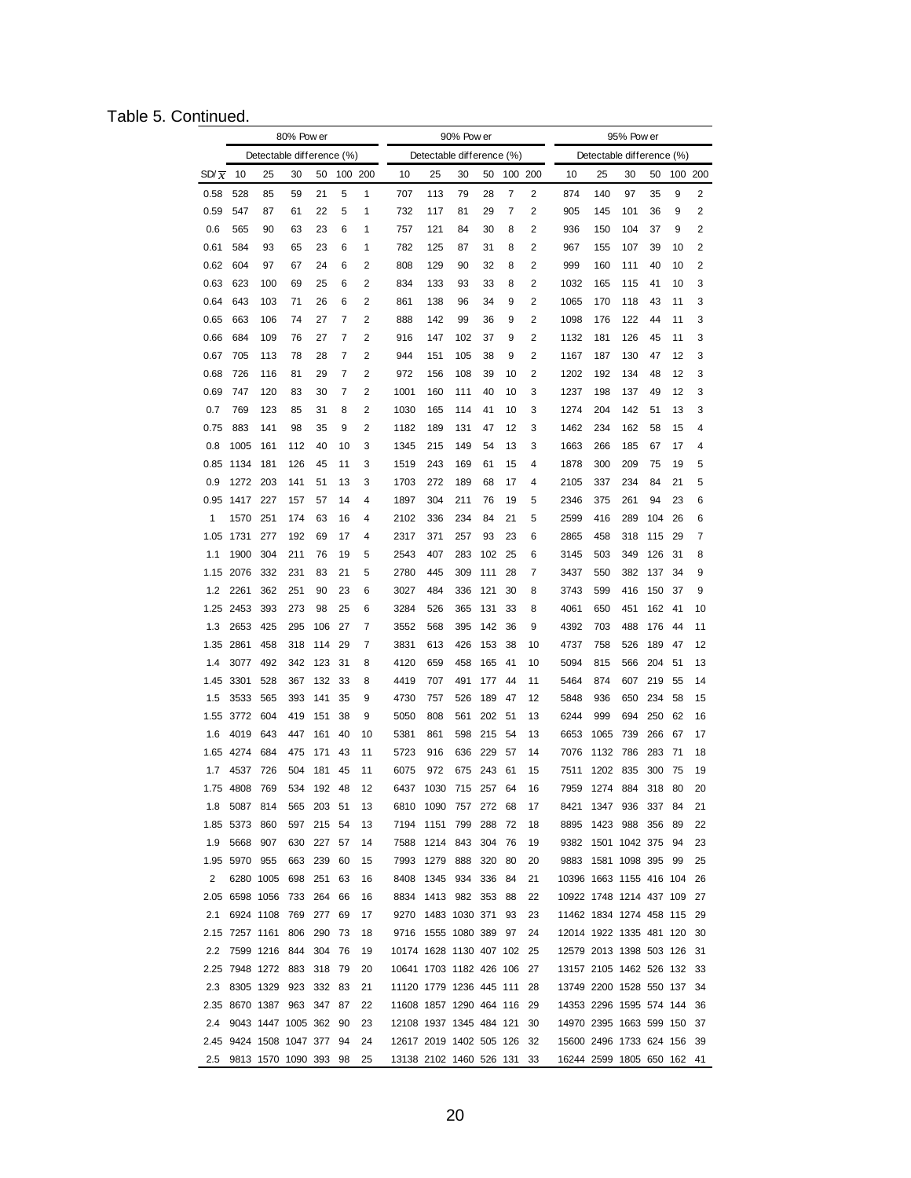Table 5. Continued.

| | 80% Power | | | | | | 90% Power | | | | | | 95% Power | | | | | |
|---|---|---|---|---|---|---|---|---|---|---|---|---|---|---|---|---|---|---|
| | Detectable difference (%) | | | | | | Detectable difference (%) | | | | | | Detectable difference (%) | | | | | |
| $SD/\bar{x}$ | 10 | 25 | 30 | 50 | 100 | 200 | 10 | 25 | 30 | 50 | 100 | 200 | 10 | 25 | 30 | 50 | 100 | 200 |
| 0.58 | 528 | 85 | 59 | 21 | 5 | 1 | 707 | 113 | 79 | 28 | 7 | 2 | 874 | 140 | 97 | 35 | 9 | 2 |
| 0.59 | 547 | 87 | 61 | 22 | 5 | 1 | 732 | 117 | 81 | 29 | 7 | 2 | 905 | 145 | 101 | 36 | 9 | 2 |
| 0.6 | 565 | 90 | 63 | 23 | 6 | 1 | 757 | 121 | 84 | 30 | 8 | 2 | 936 | 150 | 104 | 37 | 9 | 2 |
| 0.61 | 584 | 93 | 65 | 23 | 6 | 1 | 782 | 125 | 87 | 31 | 8 | 2 | 967 | 155 | 107 | 39 | 10 | 2 |
| 0.62 | 604 | 97 | 67 | 24 | 6 | 2 | 808 | 129 | 90 | 32 | 8 | 2 | 999 | 160 | 111 | 40 | 10 | 2 |
| 0.63 | 623 | 100 | 69 | 25 | 6 | 2 | 834 | 133 | 93 | 33 | 8 | 2 | 1032 | 165 | 115 | 41 | 10 | 3 |
| 0.64 | 643 | 103 | 71 | 26 | 6 | 2 | 861 | 138 | 96 | 34 | 9 | 2 | 1065 | 170 | 118 | 43 | 11 | 3 |
| 0.65 | 663 | 106 | 74 | 27 | 7 | 2 | 888 | 142 | 99 | 36 | 9 | 2 | 1098 | 176 | 122 | 44 | 11 | 3 |
| 0.66 | 684 | 109 | 76 | 27 | 7 | 2 | 916 | 147 | 102 | 37 | 9 | 2 | 1132 | 181 | 126 | 45 | 11 | 3 |
| 0.67 | 705 | 113 | 78 | 28 | 7 | 2 | 944 | 151 | 105 | 38 | 9 | 2 | 1167 | 187 | 130 | 47 | 12 | 3 |
| 0.68 | 726 | 116 | 81 | 29 | 7 | 2 | 972 | 156 | 108 | 39 | 10 | 2 | 1202 | 192 | 134 | 48 | 12 | 3 |
| 0.69 | 747 | 120 | 83 | 30 | 7 | 2 | 1001 | 160 | 111 | 40 | 10 | 3 | 1237 | 198 | 137 | 49 | 12 | 3 |
| 0.7 | 769 | 123 | 85 | 31 | 8 | 2 | 1030 | 165 | 114 | 41 | 10 | 3 | 1274 | 204 | 142 | 51 | 13 | 3 |
| 0.75 | 883 | 141 | 98 | 35 | 9 | 2 | 1182 | 189 | 131 | 47 | 12 | 3 | 1462 | 234 | 162 | 58 | 15 | 4 |
| 0.8 | 1005 | 161 | 112 | 40 | 10 | 3 | 1345 | 215 | 149 | 54 | 13 | 3 | 1663 | 266 | 185 | 67 | 17 | 4 |
| 0.85 | 1134 | 181 | 126 | 45 | 11 | 3 | 1519 | 243 | 169 | 61 | 15 | 4 | 1878 | 300 | 209 | 75 | 19 | 5 |
| 0.9 | 1272 | 203 | 141 | 51 | 13 | 3 | 1703 | 272 | 189 | 68 | 17 | 4 | 2105 | 337 | 234 | 84 | 21 | 5 |
| 0.95 | 1417 | 227 | 157 | 57 | 14 | 4 | 1897 | 304 | 211 | 76 | 19 | 5 | 2346 | 375 | 261 | 94 | 23 | 6 |
| 1 | 1570 | 251 | 174 | 63 | 16 | 4 | 2102 | 336 | 234 | 84 | 21 | 5 | 2599 | 416 | 289 | 104 | 26 | 6 |
| 1.05 | 1731 | 277 | 192 | 69 | 17 | 4 | 2317 | 371 | 257 | 93 | 23 | 6 | 2865 | 458 | 318 | 115 | 29 | 7 |
| 1.1 | 1900 | 304 | 211 | 76 | 19 | 5 | 2543 | 407 | 283 | 102 | 25 | 6 | 3145 | 503 | 349 | 126 | 31 | 8 |
| 1.15 | 2076 | 332 | 231 | 83 | 21 | 5 | 2780 | 445 | 309 | 111 | 28 | 7 | 3437 | 550 | 382 | 137 | 34 | 9 |
| 1.2 | 2261 | 362 | 251 | 90 | 23 | 6 | 3027 | 484 | 336 | 121 | 30 | 8 | 3743 | 599 | 416 | 150 | 37 | 9 |
| 1.25 | 2453 | 393 | 273 | 98 | 25 | 6 | 3284 | 526 | 365 | 131 | 33 | 8 | 4061 | 650 | 451 | 162 | 41 | 10 |
| 1.3 | 2653 | 425 | 295 | 106 | 27 | 7 | 3552 | 568 | 395 | 142 | 36 | 9 | 4392 | 703 | 488 | 176 | 44 | 11 |
| 1.35 | 2861 | 458 | 318 | 114 | 29 | 7 | 3831 | 613 | 426 | 153 | 38 | 10 | 4737 | 758 | 526 | 189 | 47 | 12 |
| 1.4 | 3077 | 492 | 342 | 123 | 31 | 8 | 4120 | 659 | 458 | 165 | 41 | 10 | 5094 | 815 | 566 | 204 | 51 | 13 |
| 1.45 | 3301 | 528 | 367 | 132 | 33 | 8 | 4419 | 707 | 491 | 177 | 44 | 11 | 5464 | 874 | 607 | 219 | 55 | 14 |
| 1.5 | 3533 | 565 | 393 | 141 | 35 | 9 | 4730 | 757 | 526 | 189 | 47 | 12 | 5848 | 936 | 650 | 234 | 58 | 15 |
| 1.55 | 3772 | 604 | 419 | 151 | 38 | 9 | 5050 | 808 | 561 | 202 | 51 | 13 | 6244 | 999 | 694 | 250 | 62 | 16 |
| 1.6 | 4019 | 643 | 447 | 161 | 40 | 10 | 5381 | 861 | 598 | 215 | 54 | 13 | 6653 | 1065 | 739 | 266 | 67 | 17 |
| 1.65 | 4274 | 684 | 475 | 171 | 43 | 11 | 5723 | 916 | 636 | 229 | 57 | 14 | 7076 | 1132 | 786 | 283 | 71 | 18 |
| 1.7 | 4537 | 726 | 504 | 181 | 45 | 11 | 6075 | 972 | 675 | 243 | 61 | 15 | 7511 | 1202 | 835 | 300 | 75 | 19 |
| 1.75 | 4808 | 769 | 534 | 192 | 48 | 12 | 6437 | 1030 | 715 | 257 | 64 | 16 | 7959 | 1274 | 884 | 318 | 80 | 20 |
| 1.8 | 5087 | 814 | 565 | 203 | 51 | 13 | 6810 | 1090 | 757 | 272 | 68 | 17 | 8421 | 1347 | 936 | 337 | 84 | 21 |
| 1.85 | 5373 | 860 | 597 | 215 | 54 | 13 | 7194 | 1151 | 799 | 288 | 72 | 18 | 8895 | 1423 | 988 | 356 | 89 | 22 |
| 1.9 | 5668 | 907 | 630 | 227 | 57 | 14 | 7588 | 1214 | 843 | 304 | 76 | 19 | 9382 | 1501 | 1042 | 375 | 94 | 23 |
| 1.95 | 5970 | 955 | 663 | 239 | 60 | 15 | 7993 | 1279 | 888 | 320 | 80 | 20 | 9883 | 1581 | 1098 | 395 | 99 | 25 |
| 2 | 6280 | 1005 | 698 | 251 | 63 | 16 | 8408 | 1345 | 934 | 336 | 84 | 21 | 10396 | 1663 | 1155 | 416 | 104 | 26 |
| 2.05 | 6598 | 1056 | 733 | 264 | 66 | 16 | 8834 | 1413 | 982 | 353 | 88 | 22 | 10922 | 1748 | 1214 | 437 | 109 | 27 |
| 2.1 | 6924 | 1108 | 769 | 277 | 69 | 17 | 9270 | 1483 | 1030 | 371 | 93 | 23 | 11462 | 1834 | 1274 | 458 | 115 | 29 |
| 2.15 | 7257 | 1161 | 806 | 290 | 73 | 18 | 9716 | 1555 | 1080 | 389 | 97 | 24 | 12014 | 1922 | 1335 | 481 | 120 | 30 |
| 2.2 | 7599 | 1216 | 844 | 304 | 76 | 19 | 10174 | 1628 | 1130 | 407 | 102 | 25 | 12579 | 2013 | 1398 | 503 | 126 | 31 |
| 2.25 | 7948 | 1272 | 883 | 318 | 79 | 20 | 10641 | 1703 | 1182 | 426 | 106 | 27 | 13157 | 2105 | 1462 | 526 | 132 | 33 |
| 2.3 | 8305 | 1329 | 923 | 332 | 83 | 21 | 11120 | 1779 | 1236 | 445 | 111 | 28 | 13749 | 2200 | 1528 | 550 | 137 | 34 |
| 2.35 | 8670 | 1387 | 963 | 347 | 87 | 22 | 11608 | 1857 | 1290 | 464 | 116 | 29 | 14353 | 2296 | 1595 | 574 | 144 | 36 |
| 2.4 | 9043 | 1447 | 1005 | 362 | 90 | 23 | 12108 | 1937 | 1345 | 484 | 121 | 30 | 14970 | 2395 | 1663 | 599 | 150 | 37 |
| 2.45 | 9424 | 1508 | 1047 | 377 | 94 | 24 | 12617 | 2019 | 1402 | 505 | 126 | 32 | 15600 | 2496 | 1733 | 624 | 156 | 39 |
| 2.5 | 9813 | 1570 | 1090 | 393 | 98 | 25 | 13138 | 2102 | 1460 | 526 | 131 | 33 | 16244 | 2599 | 1805 | 650 | 162 | 41 |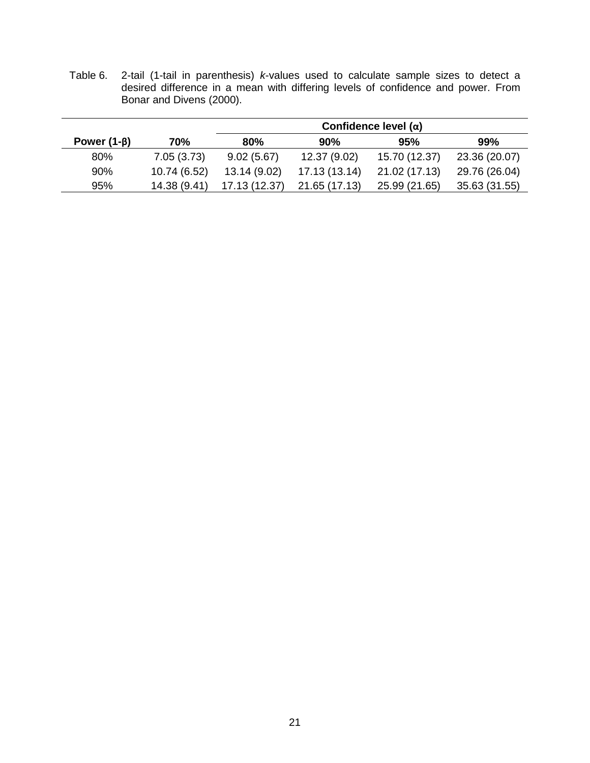Table 6. 2-tail (1-tail in parenthesis) *k*-values used to calculate sample sizes to detect a desired difference in a mean with differing levels of confidence and power. From Bonar and Divens (2000).

| | Confidence level (α) | | | | |
|---|---|---|---|---|---|
| **Power (1-β)** | **70%** | **80%** | **90%** | **95%** | **99%** |
| 80% | 7.05 (3.73) | 9.02 (5.67) | 12.37 (9.02) | 15.70 (12.37) | 23.36 (20.07) |
| 90% | 10.74 (6.52) | 13.14 (9.02) | 17.13 (13.14) | 21.02 (17.13) | 29.76 (26.04) |
| 95% | 14.38 (9.41) | 17.13 (12.37) | 21.65 (17.13) | 25.99 (21.65) | 35.63 (31.55) |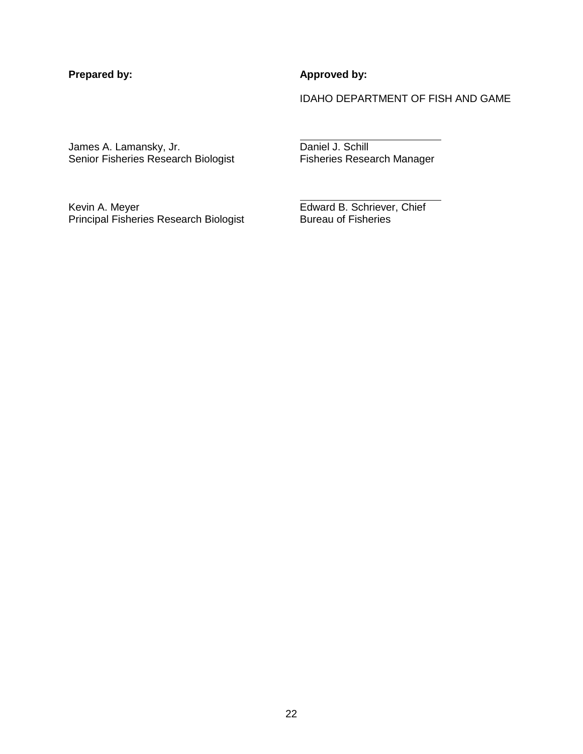**Prepared by:**

James A. Lamansky, Jr.
Senior Fisheries Research Biologist

Kevin A. Meyer
Principal Fisheries Research Biologist

**Approved by:**

IDAHO DEPARTMENT OF FISH AND GAME

Daniel J. Schill
Fisheries Research Manager

Edward B. Schriever, Chief
Bureau of Fisheries